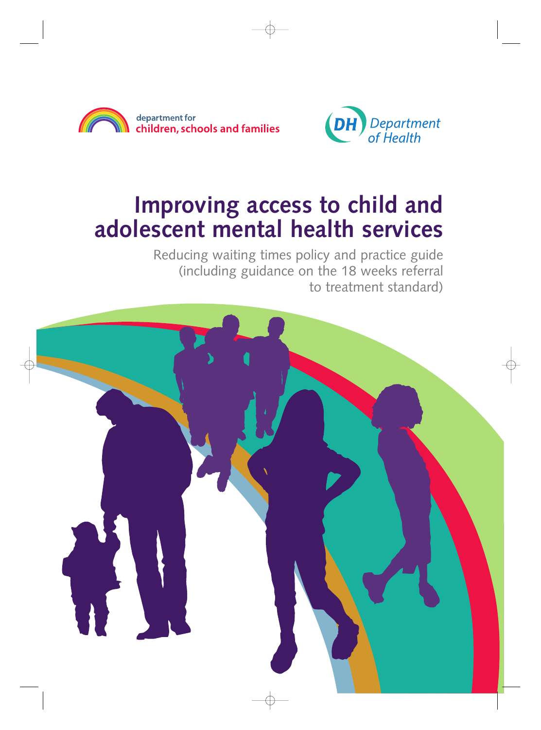department for
children, schools and families

DH Department of Health

# Improving access to child and adolescent mental health services

Reducing waiting times policy and practice guide (including guidance on the 18 weeks referral to treatment standard)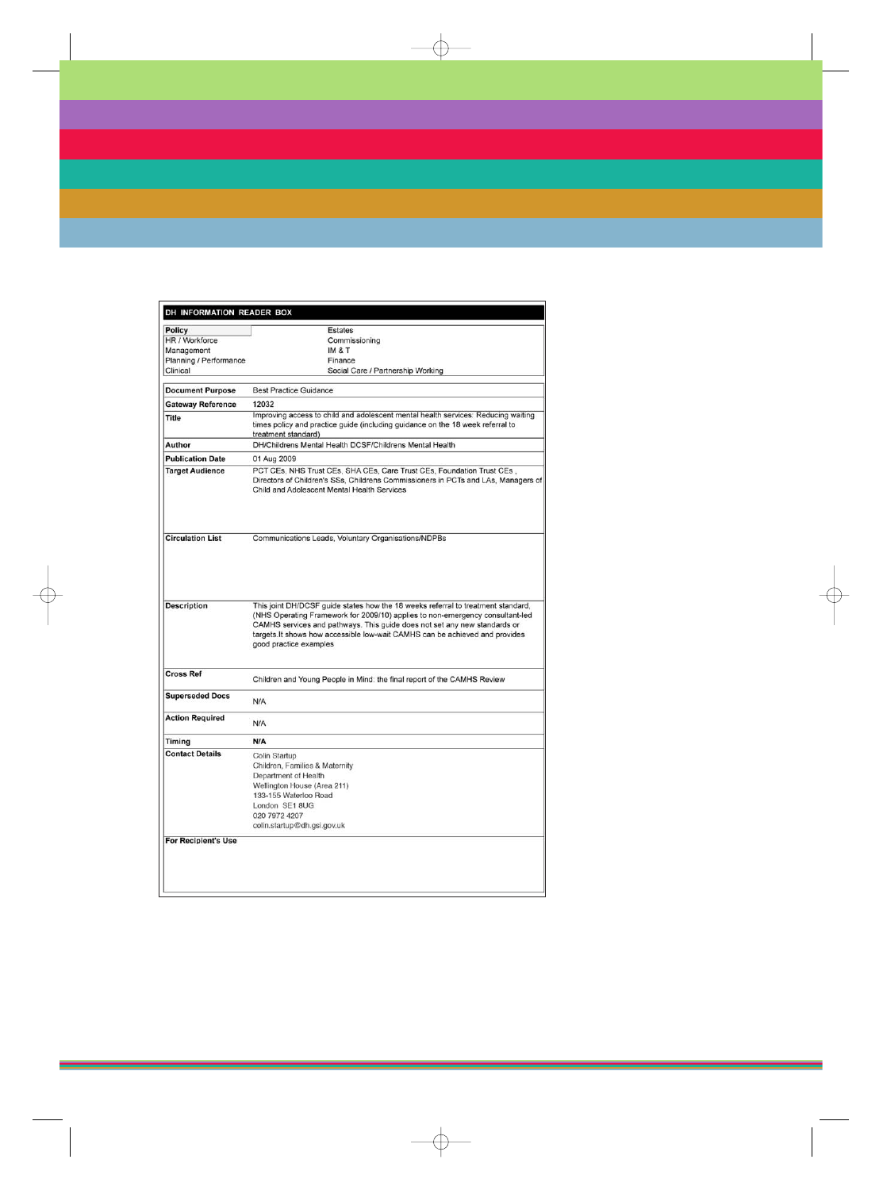## DH INFORMATION READER BOX

| | |
|---|---|
| **Policy** | Estates |
| HR / Workforce | Commissioning |
| Management | IM & T |
| Planning / Performance | Finance |
| Clinical | Social Care / Partnership Working |

| | |
|---|---|
| **Document Purpose** | Best Practice Guidance |
| **Gateway Reference** | 12032 |
| **Title** | Improving access to child and adolescent mental health services: Reducing waiting times policy and practice guide (including guidance on the 18 week referral to treatment standard) |
| **Author** | DH/Childrens Mental Health DCSF/Childrens Mental Health |
| **Publication Date** | 01 Aug 2009 |
| **Target Audience** | PCT CEs, NHS Trust CEs, SHA CEs, Care Trust CEs, Foundation Trust CEs , Directors of Children's SSs, Childrens Commissioners in PCTs and LAs, Managers of Child and Adolescent Mental Health Services |
| **Circulation List** | Communications Leads, Voluntary Organisations/NDPBs |
| **Description** | This joint DH/DCSF guide states how the 18 weeks referral to treatment standard, (NHS Operating Framework for 2009/10) applies to non-emergency consultant-led CAMHS services and pathways. This guide does not set any new standards or targets.It shows how accessible low-wait CAMHS can be achieved and provides good practice examples |
| **Cross Ref** | Children and Young People in Mind: the final report of the CAMHS Review |
| **Superseded Docs** | N/A |
| **Action Required** | N/A |
| **Timing** | **N/A** |
| **Contact Details** | Colin Startup<br>Children, Families & Maternity<br>Department of Health<br>Wellington House (Area 211)<br>133-155 Waterloo Road<br>London SE1 8UG<br>020 7972 4207<br>colin.startup@dh.gsi.gov.uk |
| **For Recipient's Use** | |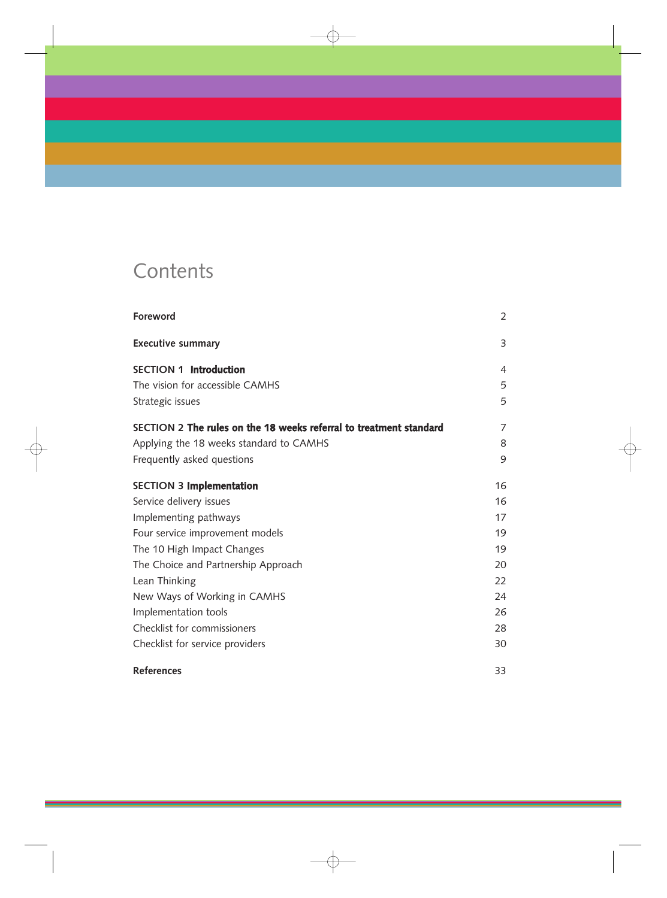# Contents

| | |
|---|---|
| **Foreword** | 2 |
| **Executive summary** | 3 |
| **SECTION 1 Introduction** | 4 |
| The vision for accessible CAMHS | 5 |
| Strategic issues | 5 |
| **SECTION 2 The rules on the 18 weeks referral to treatment standard** | 7 |
| Applying the 18 weeks standard to CAMHS | 8 |
| Frequently asked questions | 9 |
| **SECTION 3 Implementation** | 16 |
| Service delivery issues | 16 |
| Implementing pathways | 17 |
| Four service improvement models | 19 |
| The 10 High Impact Changes | 19 |
| The Choice and Partnership Approach | 20 |
| Lean Thinking | 22 |
| New Ways of Working in CAMHS | 24 |
| Implementation tools | 26 |
| Checklist for commissioners | 28 |
| Checklist for service providers | 30 |
| **References** | 33 |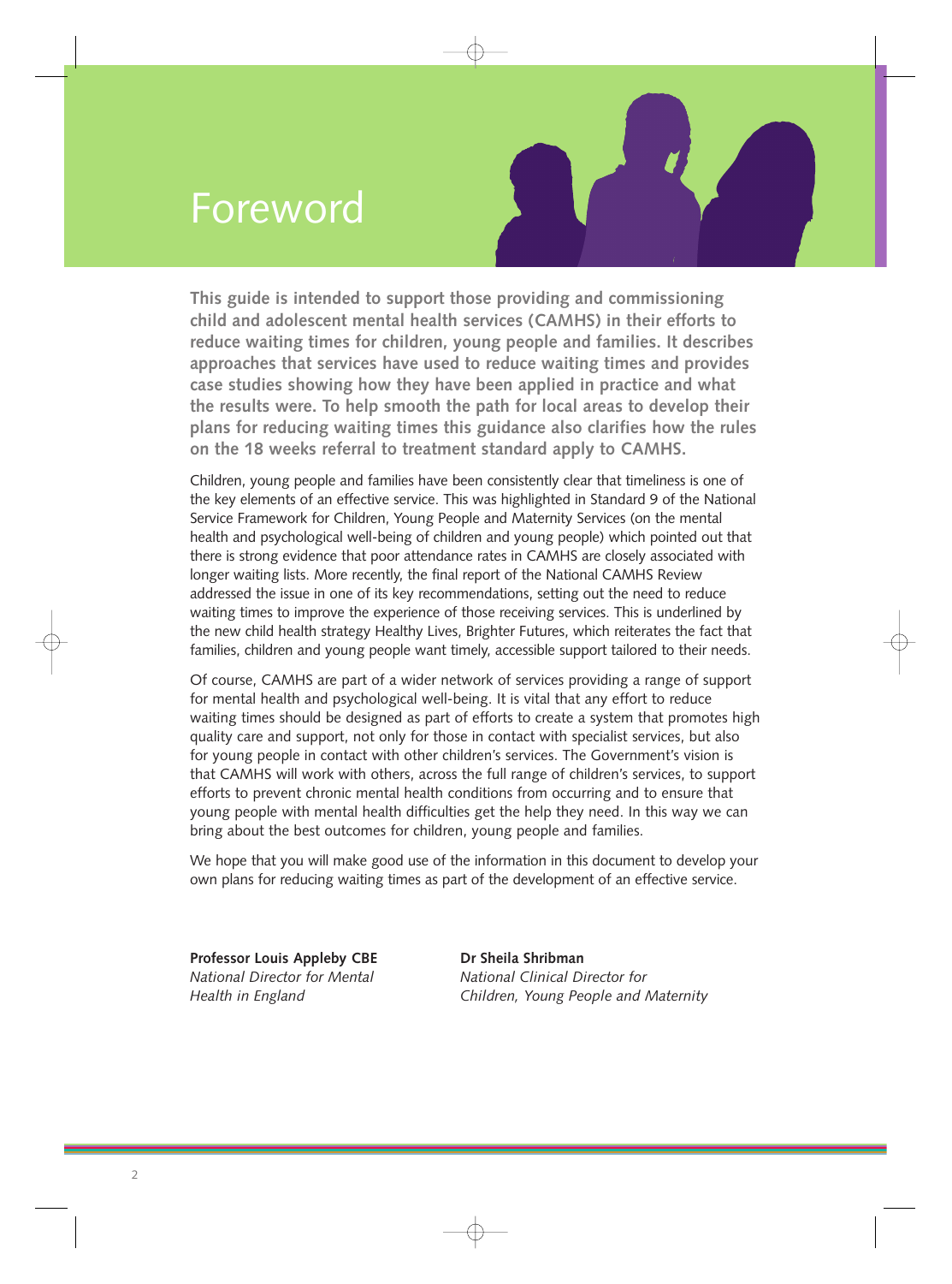# Foreword

**This guide is intended to support those providing and commissioning child and adolescent mental health services (CAMHS) in their efforts to reduce waiting times for children, young people and families. It describes approaches that services have used to reduce waiting times and provides case studies showing how they have been applied in practice and what the results were. To help smooth the path for local areas to develop their plans for reducing waiting times this guidance also clarifies how the rules on the 18 weeks referral to treatment standard apply to CAMHS.**

Children, young people and families have been consistently clear that timeliness is one of the key elements of an effective service. This was highlighted in Standard 9 of the National Service Framework for Children, Young People and Maternity Services (on the mental health and psychological well-being of children and young people) which pointed out that there is strong evidence that poor attendance rates in CAMHS are closely associated with longer waiting lists. More recently, the final report of the National CAMHS Review addressed the issue in one of its key recommendations, setting out the need to reduce waiting times to improve the experience of those receiving services. This is underlined by the new child health strategy Healthy Lives, Brighter Futures, which reiterates the fact that families, children and young people want timely, accessible support tailored to their needs.

Of course, CAMHS are part of a wider network of services providing a range of support for mental health and psychological well-being. It is vital that any effort to reduce waiting times should be designed as part of efforts to create a system that promotes high quality care and support, not only for those in contact with specialist services, but also for young people in contact with other children's services. The Government's vision is that CAMHS will work with others, across the full range of children's services, to support efforts to prevent chronic mental health conditions from occurring and to ensure that young people with mental health difficulties get the help they need. In this way we can bring about the best outcomes for children, young people and families.

We hope that you will make good use of the information in this document to develop your own plans for reducing waiting times as part of the development of an effective service.

**Professor Louis Appleby CBE**
*National Director for Mental Health in England*

**Dr Sheila Shribman**
*National Clinical Director for Children, Young People and Maternity*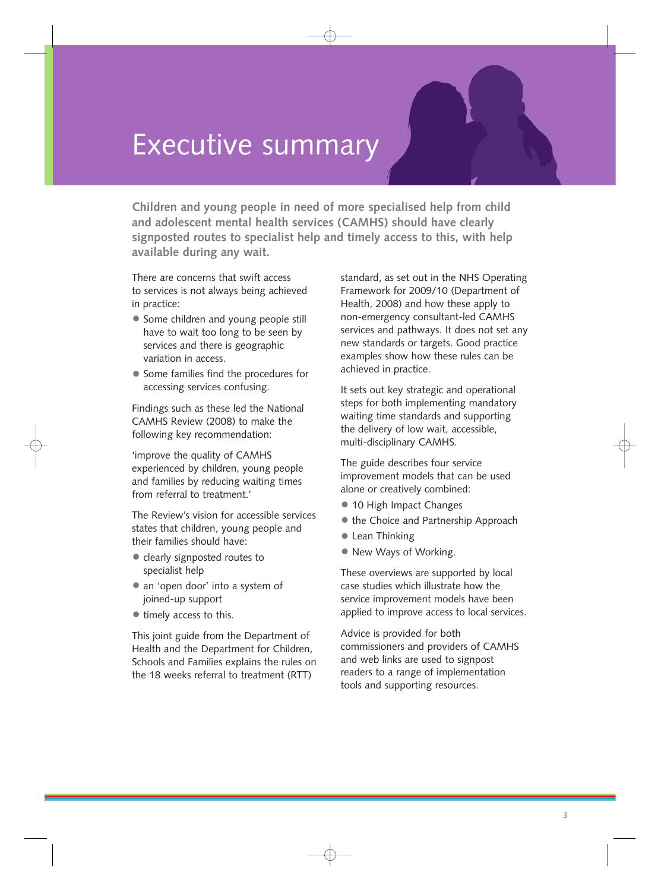# Executive summary

**Children and young people in need of more specialised help from child and adolescent mental health services (CAMHS) should have clearly signposted routes to specialist help and timely access to this, with help available during any wait.**

There are concerns that swift access to services is not always being achieved in practice:

- Some children and young people still have to wait too long to be seen by services and there is geographic variation in access.
- Some families find the procedures for accessing services confusing.

Findings such as these led the National CAMHS Review (2008) to make the following key recommendation:

'improve the quality of CAMHS experienced by children, young people and families by reducing waiting times from referral to treatment.'

The Review's vision for accessible services states that children, young people and their families should have:

- clearly signposted routes to specialist help
- an 'open door' into a system of joined-up support
- timely access to this.

This joint guide from the Department of Health and the Department for Children, Schools and Families explains the rules on the 18 weeks referral to treatment (RTT) standard, as set out in the NHS Operating Framework for 2009/10 (Department of Health, 2008) and how these apply to non-emergency consultant-led CAMHS services and pathways. It does not set any new standards or targets. Good practice examples show how these rules can be achieved in practice.

It sets out key strategic and operational steps for both implementing mandatory waiting time standards and supporting the delivery of low wait, accessible, multi-disciplinary CAMHS.

The guide describes four service improvement models that can be used alone or creatively combined:

- 10 High Impact Changes
- the Choice and Partnership Approach
- Lean Thinking
- New Ways of Working.

These overviews are supported by local case studies which illustrate how the service improvement models have been applied to improve access to local services.

Advice is provided for both commissioners and providers of CAMHS and web links are used to signpost readers to a range of implementation tools and supporting resources.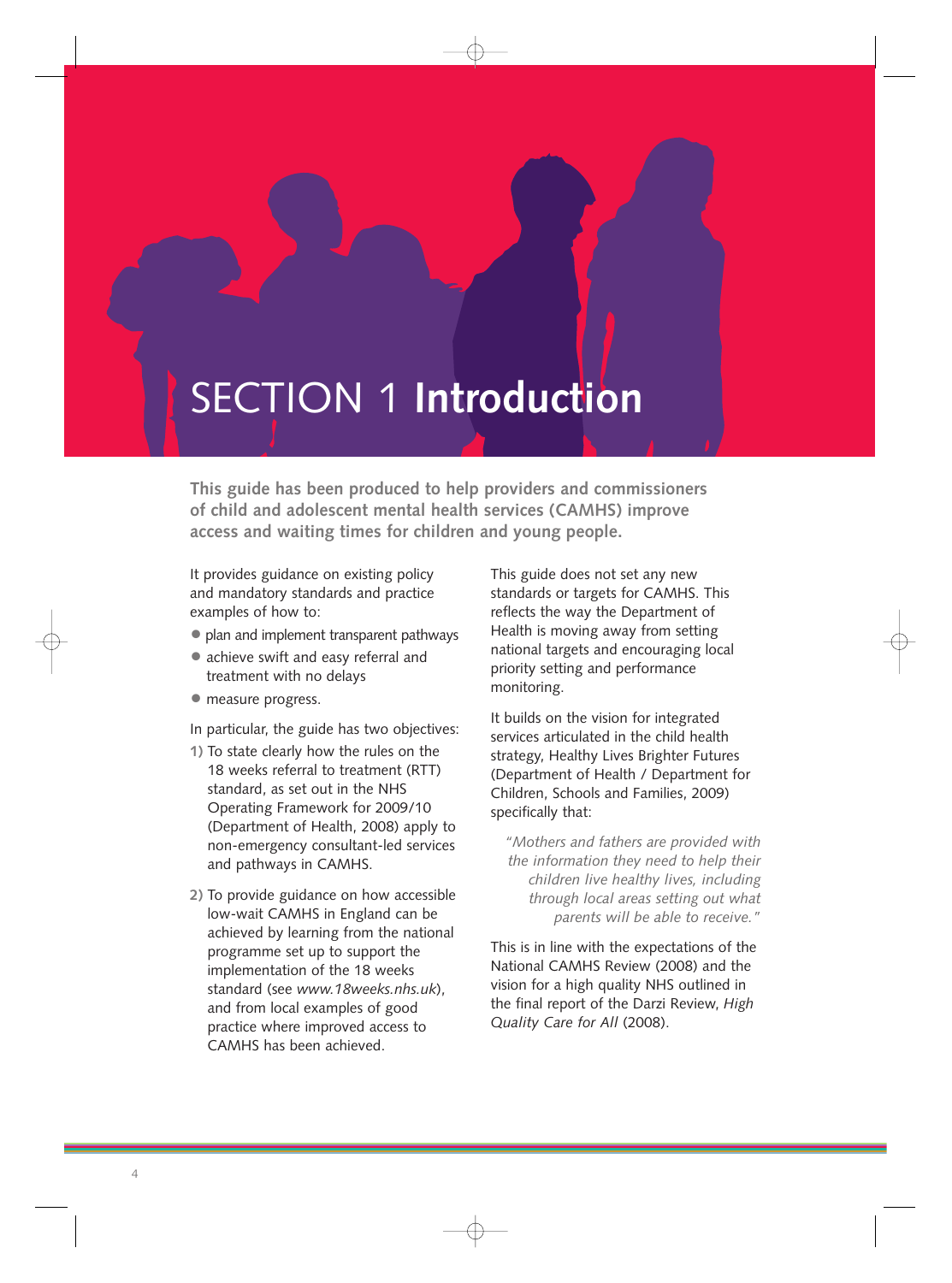# SECTION 1 **Introduction**

**This guide has been produced to help providers and commissioners of child and adolescent mental health services (CAMHS) improve access and waiting times for children and young people.**

It provides guidance on existing policy and mandatory standards and practice examples of how to:

- plan and implement transparent pathways
- achieve swift and easy referral and treatment with no delays
- measure progress.

In particular, the guide has two objectives:

1) To state clearly how the rules on the 18 weeks referral to treatment (RTT) standard, as set out in the NHS Operating Framework for 2009/10 (Department of Health, 2008) apply to non-emergency consultant-led services and pathways in CAMHS.

2) To provide guidance on how accessible low-wait CAMHS in England can be achieved by learning from the national programme set up to support the implementation of the 18 weeks standard (see *www.18weeks.nhs.uk*), and from local examples of good practice where improved access to CAMHS has been achieved.

This guide does not set any new standards or targets for CAMHS. This reflects the way the Department of Health is moving away from setting national targets and encouraging local priority setting and performance monitoring.

It builds on the vision for integrated services articulated in the child health strategy, Healthy Lives Brighter Futures (Department of Health / Department for Children, Schools and Families, 2009) specifically that:

> *"Mothers and fathers are provided with the information they need to help their children live healthy lives, including through local areas setting out what parents will be able to receive."*

This is in line with the expectations of the National CAMHS Review (2008) and the vision for a high quality NHS outlined in the final report of the Darzi Review, *High Quality Care for All* (2008).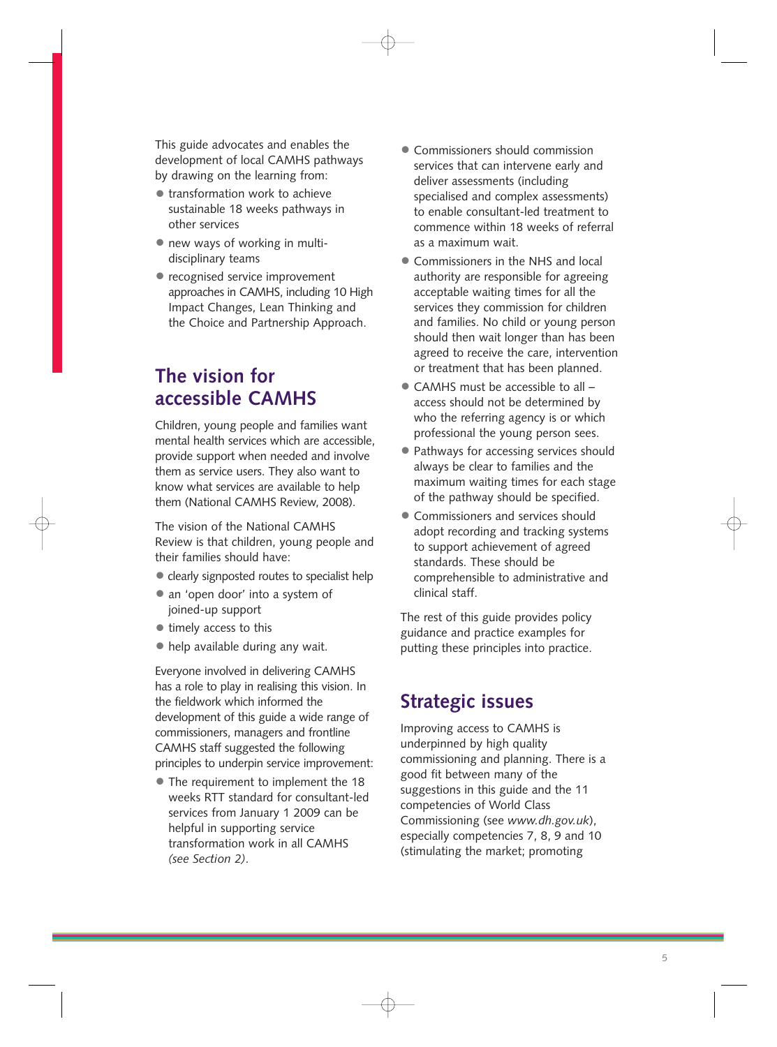This guide advocates and enables the development of local CAMHS pathways by drawing on the learning from:

- transformation work to achieve sustainable 18 weeks pathways in other services
- new ways of working in multi-disciplinary teams
- recognised service improvement approaches in CAMHS, including 10 High Impact Changes, Lean Thinking and the Choice and Partnership Approach.

## The vision for accessible CAMHS

Children, young people and families want mental health services which are accessible, provide support when needed and involve them as service users. They also want to know what services are available to help them (National CAMHS Review, 2008).

The vision of the National CAMHS Review is that children, young people and their families should have:

- clearly signposted routes to specialist help
- an 'open door' into a system of joined-up support
- timely access to this
- help available during any wait.

Everyone involved in delivering CAMHS has a role to play in realising this vision. In the fieldwork which informed the development of this guide a wide range of commissioners, managers and frontline CAMHS staff suggested the following principles to underpin service improvement:

- The requirement to implement the 18 weeks RTT standard for consultant-led services from January 1 2009 can be helpful in supporting service transformation work in all CAMHS *(see Section 2)*.
- Commissioners should commission services that can intervene early and deliver assessments (including specialised and complex assessments) to enable consultant-led treatment to commence within 18 weeks of referral as a maximum wait.
- Commissioners in the NHS and local authority are responsible for agreeing acceptable waiting times for all the services they commission for children and families. No child or young person should then wait longer than has been agreed to receive the care, intervention or treatment that has been planned.
- CAMHS must be accessible to all – access should not be determined by who the referring agency is or which professional the young person sees.
- Pathways for accessing services should always be clear to families and the maximum waiting times for each stage of the pathway should be specified.
- Commissioners and services should adopt recording and tracking systems to support achievement of agreed standards. These should be comprehensible to administrative and clinical staff.

The rest of this guide provides policy guidance and practice examples for putting these principles into practice.

## Strategic issues

Improving access to CAMHS is underpinned by high quality commissioning and planning. There is a good fit between many of the suggestions in this guide and the 11 competencies of World Class Commissioning (see *www.dh.gov.uk*), especially competencies 7, 8, 9 and 10 (stimulating the market; promoting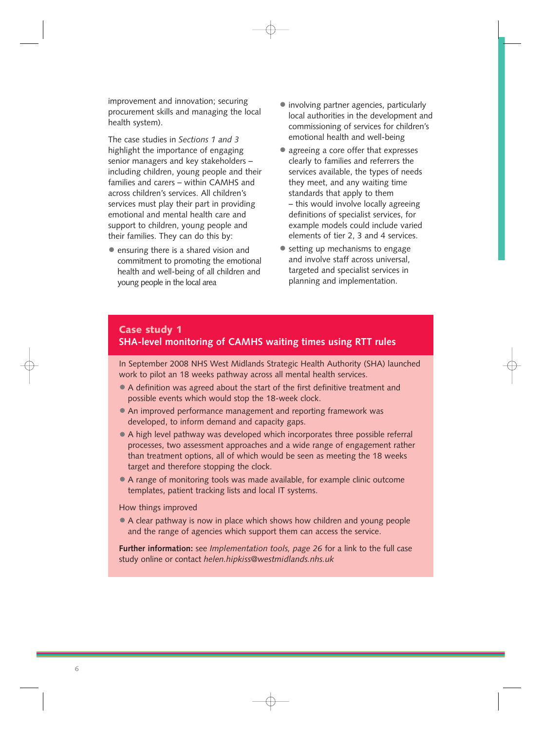improvement and innovation; securing procurement skills and managing the local health system).

The case studies in *Sections 1 and 3* highlight the importance of engaging senior managers and key stakeholders – including children, young people and their families and carers – within CAMHS and across children's services. All children's services must play their part in providing emotional and mental health care and support to children, young people and their families. They can do this by:

- ensuring there is a shared vision and commitment to promoting the emotional health and well-being of all children and young people in the local area
- involving partner agencies, particularly local authorities in the development and commissioning of services for children's emotional health and well-being
- agreeing a core offer that expresses clearly to families and referrers the services available, the types of needs they meet, and any waiting time standards that apply to them – this would involve locally agreeing definitions of specialist services, for example models could include varied elements of tier 2, 3 and 4 services.
- setting up mechanisms to engage and involve staff across universal, targeted and specialist services in planning and implementation.

## Case study 1
## SHA-level monitoring of CAMHS waiting times using RTT rules

In September 2008 NHS West Midlands Strategic Health Authority (SHA) launched work to pilot an 18 weeks pathway across all mental health services.

- A definition was agreed about the start of the first definitive treatment and possible events which would stop the 18-week clock.
- An improved performance management and reporting framework was developed, to inform demand and capacity gaps.
- A high level pathway was developed which incorporates three possible referral processes, two assessment approaches and a wide range of engagement rather than treatment options, all of which would be seen as meeting the 18 weeks target and therefore stopping the clock.
- A range of monitoring tools was made available, for example clinic outcome templates, patient tracking lists and local IT systems.

How things improved

- A clear pathway is now in place which shows how children and young people and the range of agencies which support them can access the service.

**Further information:** see *Implementation tools, page 26* for a link to the full case study online or contact *helen.hipkiss@westmidlands.nhs.uk*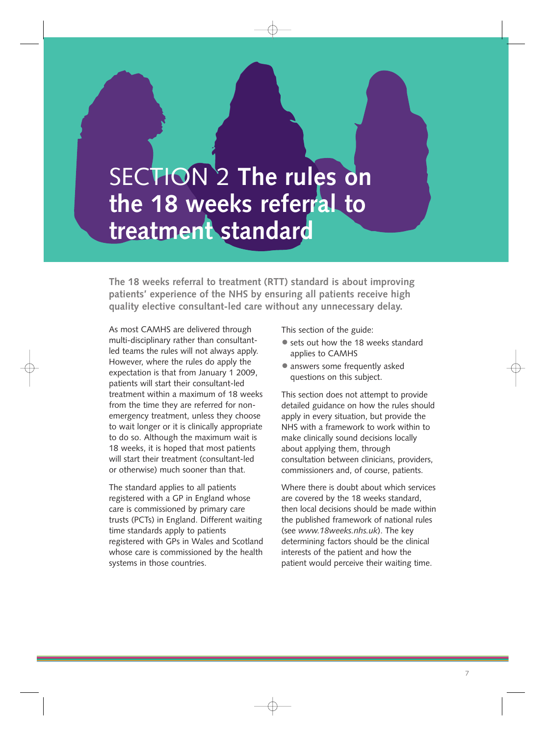# SECTION 2 **The rules on the 18 weeks referral to treatment standard**

**The 18 weeks referral to treatment (RTT) standard is about improving patients' experience of the NHS by ensuring all patients receive high quality elective consultant-led care without any unnecessary delay.**

As most CAMHS are delivered through multi-disciplinary rather than consultant-led teams the rules will not always apply. However, where the rules do apply the expectation is that from January 1 2009, patients will start their consultant-led treatment within a maximum of 18 weeks from the time they are referred for non-emergency treatment, unless they choose to wait longer or it is clinically appropriate to do so. Although the maximum wait is 18 weeks, it is hoped that most patients will start their treatment (consultant-led or otherwise) much sooner than that.

The standard applies to all patients registered with a GP in England whose care is commissioned by primary care trusts (PCTs) in England. Different waiting time standards apply to patients registered with GPs in Wales and Scotland whose care is commissioned by the health systems in those countries.

This section of the guide:

- sets out how the 18 weeks standard applies to CAMHS
- answers some frequently asked questions on this subject.

This section does not attempt to provide detailed guidance on how the rules should apply in every situation, but provide the NHS with a framework to work within to make clinically sound decisions locally about applying them, through consultation between clinicians, providers, commissioners and, of course, patients.

Where there is doubt about which services are covered by the 18 weeks standard, then local decisions should be made within the published framework of national rules (see *www.18weeks.nhs.uk*). The key determining factors should be the clinical interests of the patient and how the patient would perceive their waiting time.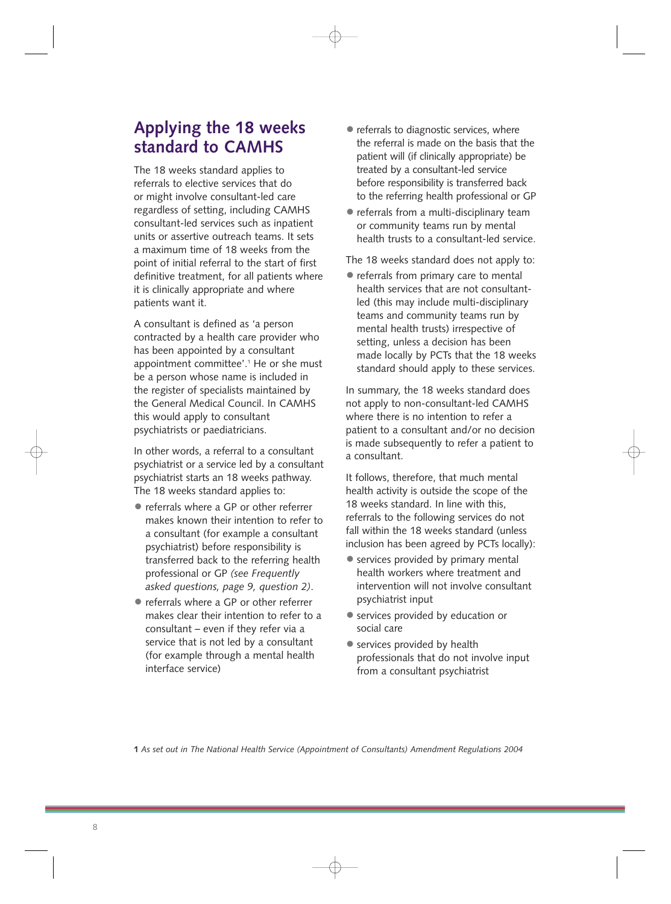## Applying the 18 weeks standard to CAMHS

The 18 weeks standard applies to referrals to elective services that do or might involve consultant-led care regardless of setting, including CAMHS consultant-led services such as inpatient units or assertive outreach teams. It sets a maximum time of 18 weeks from the point of initial referral to the start of first definitive treatment, for all patients where it is clinically appropriate and where patients want it.

A consultant is defined as 'a person contracted by a health care provider who has been appointed by a consultant appointment committee'.[1] He or she must be a person whose name is included in the register of specialists maintained by the General Medical Council. In CAMHS this would apply to consultant psychiatrists or paediatricians.

In other words, a referral to a consultant psychiatrist or a service led by a consultant psychiatrist starts an 18 weeks pathway. The 18 weeks standard applies to:

- referrals where a GP or other referrer makes known their intention to refer to a consultant (for example a consultant psychiatrist) before responsibility is transferred back to the referring health professional or GP *(see Frequently asked questions, page 9, question 2)*.
- referrals where a GP or other referrer makes clear their intention to refer to a consultant – even if they refer via a service that is not led by a consultant (for example through a mental health interface service)
- referrals to diagnostic services, where the referral is made on the basis that the patient will (if clinically appropriate) be treated by a consultant-led service before responsibility is transferred back to the referring health professional or GP
- referrals from a multi-disciplinary team or community teams run by mental health trusts to a consultant-led service.

The 18 weeks standard does not apply to:

- referrals from primary care to mental health services that are not consultant-led (this may include multi-disciplinary teams and community teams run by mental health trusts) irrespective of setting, unless a decision has been made locally by PCTs that the 18 weeks standard should apply to these services.

In summary, the 18 weeks standard does not apply to non-consultant-led CAMHS where there is no intention to refer a patient to a consultant and/or no decision is made subsequently to refer a patient to a consultant.

It follows, therefore, that much mental health activity is outside the scope of the 18 weeks standard. In line with this, referrals to the following services do not fall within the 18 weeks standard (unless inclusion has been agreed by PCTs locally):

- services provided by primary mental health workers where treatment and intervention will not involve consultant psychiatrist input
- services provided by education or social care
- services provided by health professionals that do not involve input from a consultant psychiatrist

**1** *As set out in The National Health Service (Appointment of Consultants) Amendment Regulations 2004*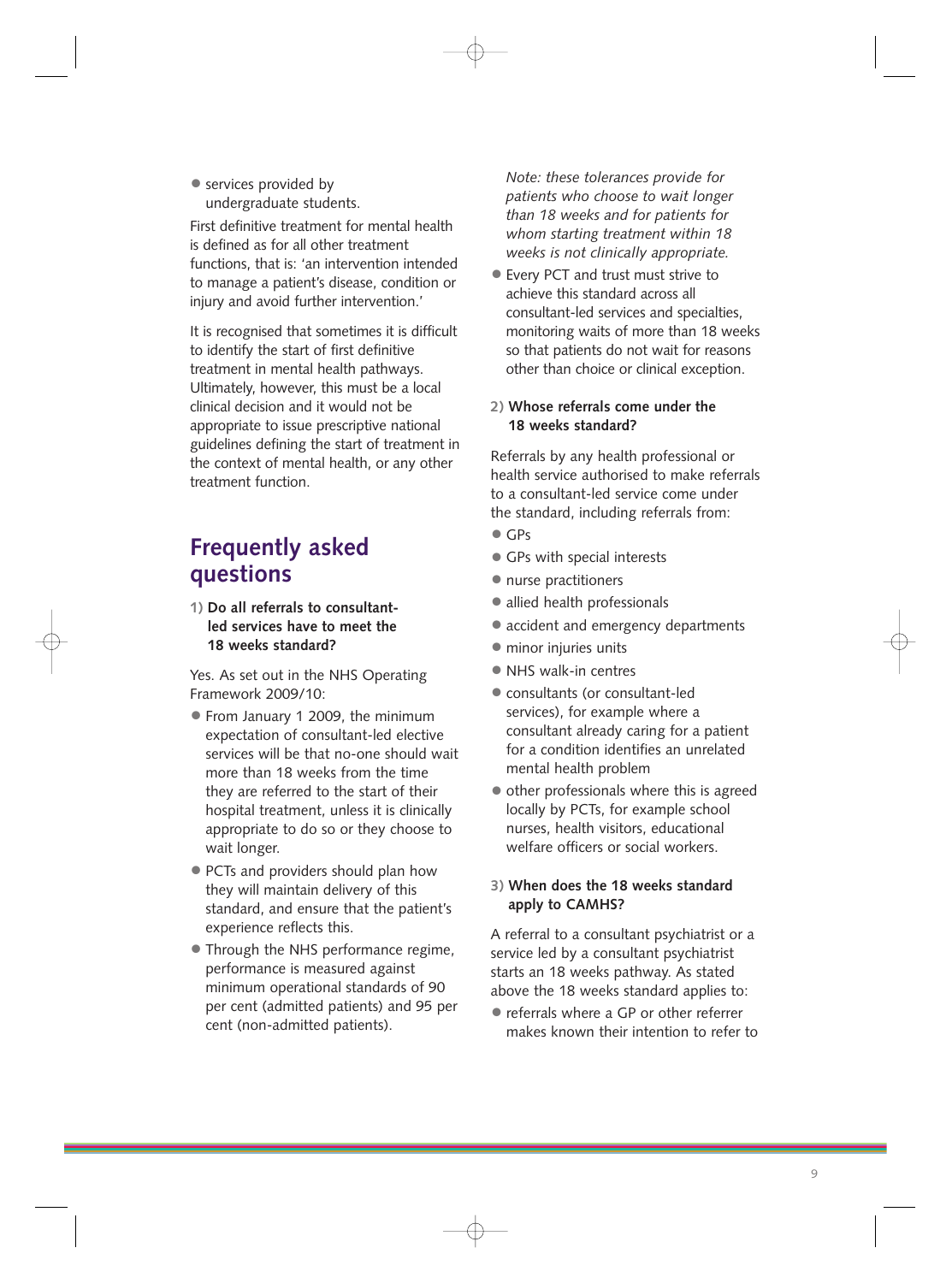- services provided by undergraduate students.

First definitive treatment for mental health is defined as for all other treatment functions, that is: 'an intervention intended to manage a patient's disease, condition or injury and avoid further intervention.'

It is recognised that sometimes it is difficult to identify the start of first definitive treatment in mental health pathways. Ultimately, however, this must be a local clinical decision and it would not be appropriate to issue prescriptive national guidelines defining the start of treatment in the context of mental health, or any other treatment function.

## Frequently asked questions

**1) Do all referrals to consultant-led services have to meet the 18 weeks standard?**

Yes. As set out in the NHS Operating Framework 2009/10:

- From January 1 2009, the minimum expectation of consultant-led elective services will be that no-one should wait more than 18 weeks from the time they are referred to the start of their hospital treatment, unless it is clinically appropriate to do so or they choose to wait longer.
- PCTs and providers should plan how they will maintain delivery of this standard, and ensure that the patient's experience reflects this.
- Through the NHS performance regime, performance is measured against minimum operational standards of 90 per cent (admitted patients) and 95 per cent (non-admitted patients).

*Note: these tolerances provide for patients who choose to wait longer than 18 weeks and for patients for whom starting treatment within 18 weeks is not clinically appropriate.*

- Every PCT and trust must strive to achieve this standard across all consultant-led services and specialties, monitoring waits of more than 18 weeks so that patients do not wait for reasons other than choice or clinical exception.

**2) Whose referrals come under the 18 weeks standard?**

Referrals by any health professional or health service authorised to make referrals to a consultant-led service come under the standard, including referrals from:

- GPs
- GPs with special interests
- nurse practitioners
- allied health professionals
- accident and emergency departments
- minor injuries units
- NHS walk-in centres
- consultants (or consultant-led services), for example where a consultant already caring for a patient for a condition identifies an unrelated mental health problem
- other professionals where this is agreed locally by PCTs, for example school nurses, health visitors, educational welfare officers or social workers.

**3) When does the 18 weeks standard apply to CAMHS?**

A referral to a consultant psychiatrist or a service led by a consultant psychiatrist starts an 18 weeks pathway. As stated above the 18 weeks standard applies to:

- referrals where a GP or other referrer makes known their intention to refer to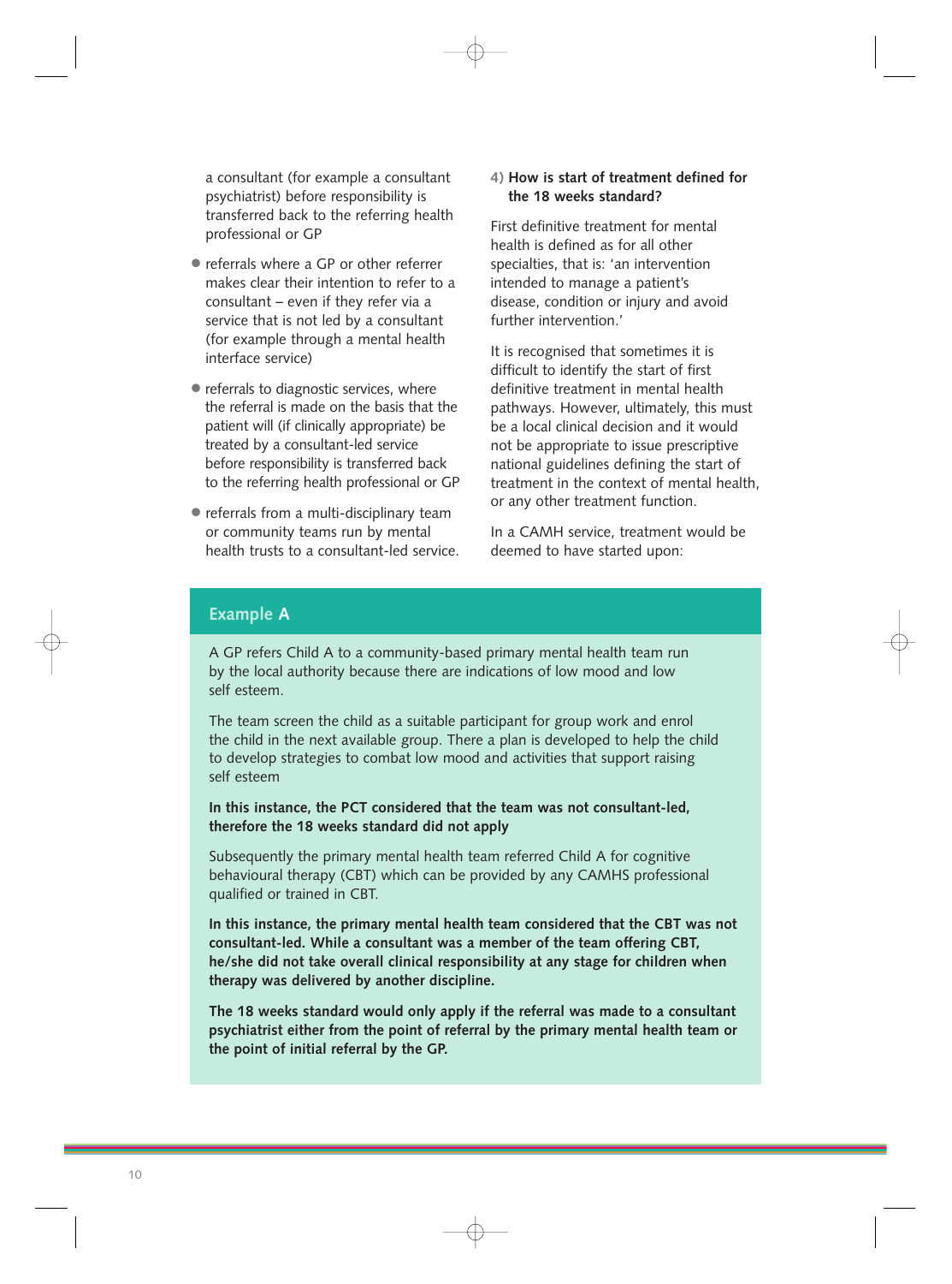a consultant (for example a consultant psychiatrist) before responsibility is transferred back to the referring health professional or GP

- referrals where a GP or other referrer makes clear their intention to refer to a consultant – even if they refer via a service that is not led by a consultant (for example through a mental health interface service)
- referrals to diagnostic services, where the referral is made on the basis that the patient will (if clinically appropriate) be treated by a consultant-led service before responsibility is transferred back to the referring health professional or GP
- referrals from a multi-disciplinary team or community teams run by mental health trusts to a consultant-led service.

### 4) How is start of treatment defined for the 18 weeks standard?

First definitive treatment for mental health is defined as for all other specialties, that is: 'an intervention intended to manage a patient's disease, condition or injury and avoid further intervention.'

It is recognised that sometimes it is difficult to identify the start of first definitive treatment in mental health pathways. However, ultimately, this must be a local clinical decision and it would not be appropriate to issue prescriptive national guidelines defining the start of treatment in the context of mental health, or any other treatment function.

In a CAMH service, treatment would be deemed to have started upon:

### Example A

A GP refers Child A to a community-based primary mental health team run by the local authority because there are indications of low mood and low self esteem.

The team screen the child as a suitable participant for group work and enrol the child in the next available group. There a plan is developed to help the child to develop strategies to combat low mood and activities that support raising self esteem

**In this instance, the PCT considered that the team was not consultant-led, therefore the 18 weeks standard did not apply**

Subsequently the primary mental health team referred Child A for cognitive behavioural therapy (CBT) which can be provided by any CAMHS professional qualified or trained in CBT.

**In this instance, the primary mental health team considered that the CBT was not consultant-led. While a consultant was a member of the team offering CBT, he/she did not take overall clinical responsibility at any stage for children when therapy was delivered by another discipline.**

**The 18 weeks standard would only apply if the referral was made to a consultant psychiatrist either from the point of referral by the primary mental health team or the point of initial referral by the GP.**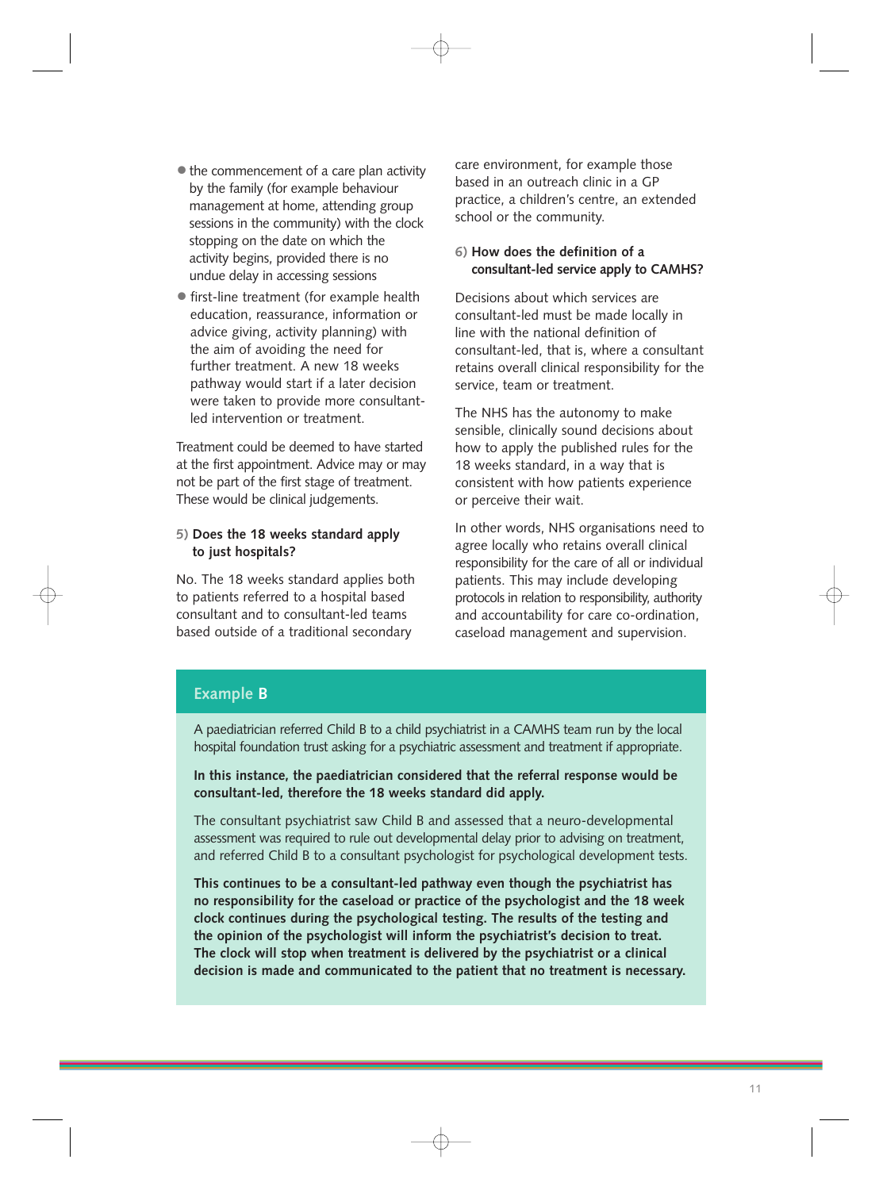- the commencement of a care plan activity by the family (for example behaviour management at home, attending group sessions in the community) with the clock stopping on the date on which the activity begins, provided there is no undue delay in accessing sessions
- first-line treatment (for example health education, reassurance, information or advice giving, activity planning) with the aim of avoiding the need for further treatment. A new 18 weeks pathway would start if a later decision were taken to provide more consultant-led intervention or treatment.

Treatment could be deemed to have started at the first appointment. Advice may or may not be part of the first stage of treatment. These would be clinical judgements.

### 5) Does the 18 weeks standard apply to just hospitals?

No. The 18 weeks standard applies both to patients referred to a hospital based consultant and to consultant-led teams based outside of a traditional secondary care environment, for example those based in an outreach clinic in a GP practice, a children's centre, an extended school or the community.

### 6) How does the definition of a consultant-led service apply to CAMHS?

Decisions about which services are consultant-led must be made locally in line with the national definition of consultant-led, that is, where a consultant retains overall clinical responsibility for the service, team or treatment.

The NHS has the autonomy to make sensible, clinically sound decisions about how to apply the published rules for the 18 weeks standard, in a way that is consistent with how patients experience or perceive their wait.

In other words, NHS organisations need to agree locally who retains overall clinical responsibility for the care of all or individual patients. This may include developing protocols in relation to responsibility, authority and accountability for care co-ordination, caseload management and supervision.

## Example B

A paediatrician referred Child B to a child psychiatrist in a CAMHS team run by the local hospital foundation trust asking for a psychiatric assessment and treatment if appropriate.

**In this instance, the paediatrician considered that the referral response would be consultant-led, therefore the 18 weeks standard did apply.**

The consultant psychiatrist saw Child B and assessed that a neuro-developmental assessment was required to rule out developmental delay prior to advising on treatment, and referred Child B to a consultant psychologist for psychological development tests.

**This continues to be a consultant-led pathway even though the psychiatrist has no responsibility for the caseload or practice of the psychologist and the 18 week clock continues during the psychological testing. The results of the testing and the opinion of the psychologist will inform the psychiatrist's decision to treat. The clock will stop when treatment is delivered by the psychiatrist or a clinical decision is made and communicated to the patient that no treatment is necessary.**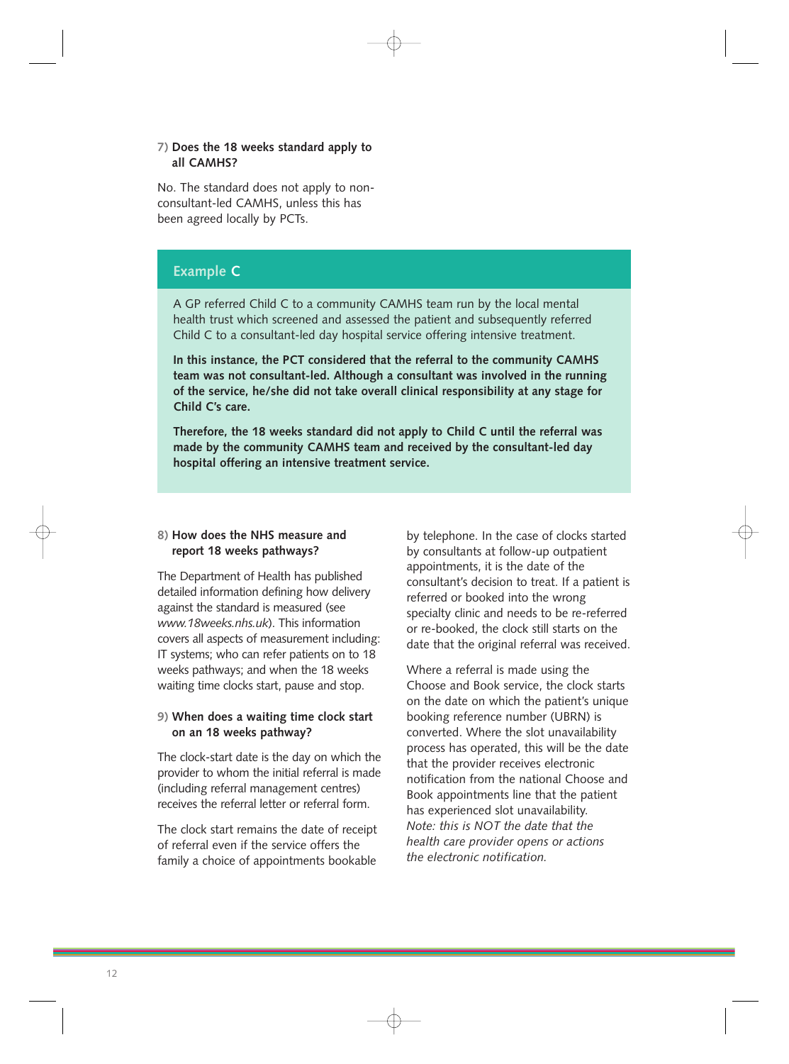### 7) Does the 18 weeks standard apply to all CAMHS?

No. The standard does not apply to non-consultant-led CAMHS, unless this has been agreed locally by PCTs.

> **Example C**
>
> A GP referred Child C to a community CAMHS team run by the local mental health trust which screened and assessed the patient and subsequently referred Child C to a consultant-led day hospital service offering intensive treatment.
>
> **In this instance, the PCT considered that the referral to the community CAMHS team was not consultant-led. Although a consultant was involved in the running of the service, he/she did not take overall clinical responsibility at any stage for Child C's care.**
>
> **Therefore, the 18 weeks standard did not apply to Child C until the referral was made by the community CAMHS team and received by the consultant-led day hospital offering an intensive treatment service.**

### 8) How does the NHS measure and report 18 weeks pathways?

The Department of Health has published detailed information defining how delivery against the standard is measured (see *www.18weeks.nhs.uk*). This information covers all aspects of measurement including: IT systems; who can refer patients on to 18 weeks pathways; and when the 18 weeks waiting time clocks start, pause and stop.

### 9) When does a waiting time clock start on an 18 weeks pathway?

The clock-start date is the day on which the provider to whom the initial referral is made (including referral management centres) receives the referral letter or referral form.

The clock start remains the date of receipt of referral even if the service offers the family a choice of appointments bookable by telephone. In the case of clocks started by consultants at follow-up outpatient appointments, it is the date of the consultant's decision to treat. If a patient is referred or booked into the wrong specialty clinic and needs to be re-referred or re-booked, the clock still starts on the date that the original referral was received.

Where a referral is made using the Choose and Book service, the clock starts on the date on which the patient's unique booking reference number (UBRN) is converted. Where the slot unavailability process has operated, this will be the date that the provider receives electronic notification from the national Choose and Book appointments line that the patient has experienced slot unavailability. *Note: this is NOT the date that the health care provider opens or actions the electronic notification.*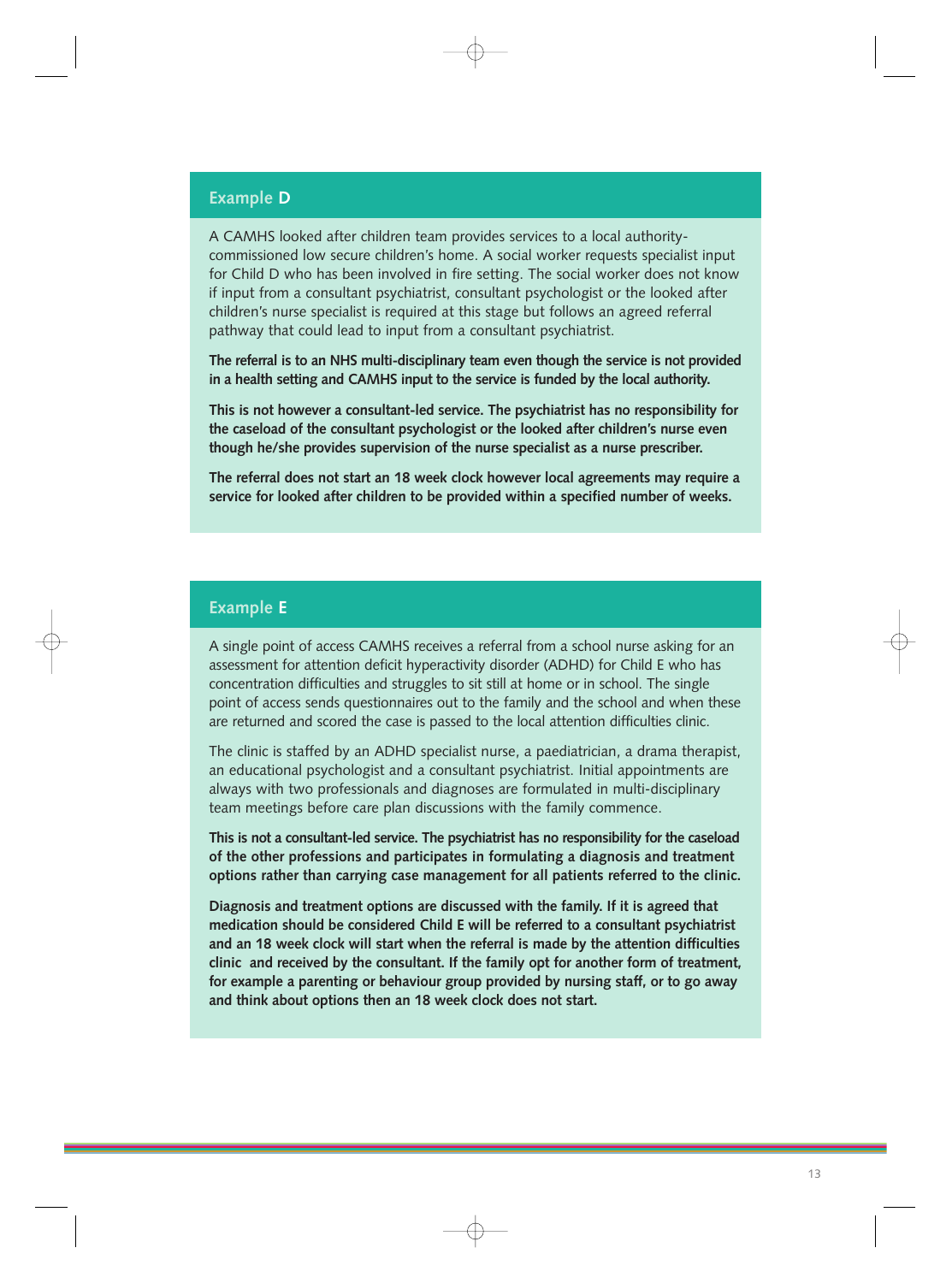## Example D

A CAMHS looked after children team provides services to a local authority-commissioned low secure children's home. A social worker requests specialist input for Child D who has been involved in fire setting. The social worker does not know if input from a consultant psychiatrist, consultant psychologist or the looked after children's nurse specialist is required at this stage but follows an agreed referral pathway that could lead to input from a consultant psychiatrist.

**The referral is to an NHS multi-disciplinary team even though the service is not provided in a health setting and CAMHS input to the service is funded by the local authority.**

**This is not however a consultant-led service. The psychiatrist has no responsibility for the caseload of the consultant psychologist or the looked after children's nurse even though he/she provides supervision of the nurse specialist as a nurse prescriber.**

**The referral does not start an 18 week clock however local agreements may require a service for looked after children to be provided within a specified number of weeks.**

## Example E

A single point of access CAMHS receives a referral from a school nurse asking for an assessment for attention deficit hyperactivity disorder (ADHD) for Child E who has concentration difficulties and struggles to sit still at home or in school. The single point of access sends questionnaires out to the family and the school and when these are returned and scored the case is passed to the local attention difficulties clinic.

The clinic is staffed by an ADHD specialist nurse, a paediatrician, a drama therapist, an educational psychologist and a consultant psychiatrist. Initial appointments are always with two professionals and diagnoses are formulated in multi-disciplinary team meetings before care plan discussions with the family commence.

**This is not a consultant-led service. The psychiatrist has no responsibility for the caseload of the other professions and participates in formulating a diagnosis and treatment options rather than carrying case management for all patients referred to the clinic.**

**Diagnosis and treatment options are discussed with the family. If it is agreed that medication should be considered Child E will be referred to a consultant psychiatrist and an 18 week clock will start when the referral is made by the attention difficulties clinic and received by the consultant. If the family opt for another form of treatment, for example a parenting or behaviour group provided by nursing staff, or to go away and think about options then an 18 week clock does not start.**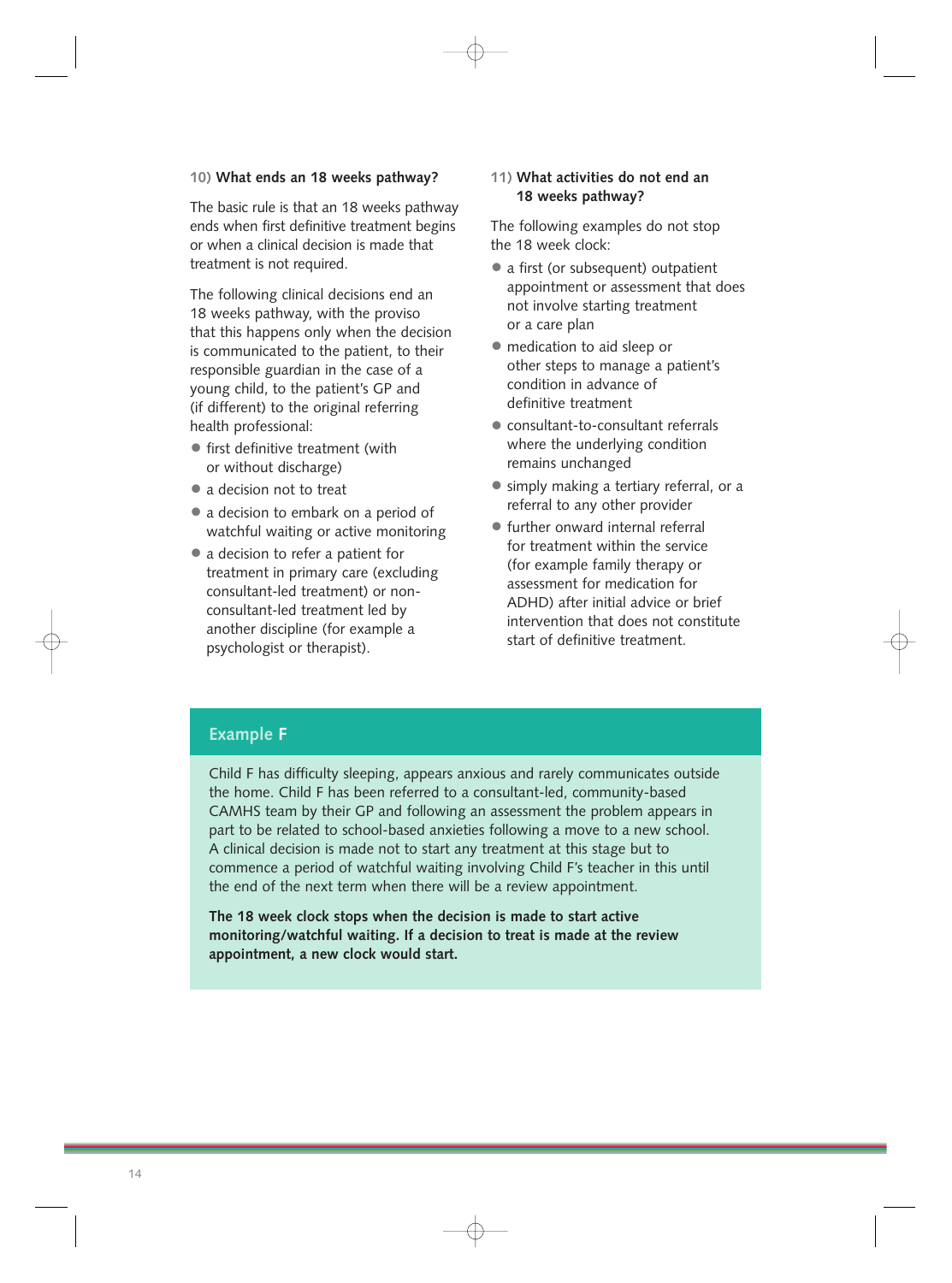### 10) What ends an 18 weeks pathway?

The basic rule is that an 18 weeks pathway ends when first definitive treatment begins or when a clinical decision is made that treatment is not required.

The following clinical decisions end an 18 weeks pathway, with the proviso that this happens only when the decision is communicated to the patient, to their responsible guardian in the case of a young child, to the patient's GP and (if different) to the original referring health professional:

- first definitive treatment (with or without discharge)
- a decision not to treat
- a decision to embark on a period of watchful waiting or active monitoring
- a decision to refer a patient for treatment in primary care (excluding consultant-led treatment) or non-consultant-led treatment led by another discipline (for example a psychologist or therapist).

### 11) What activities do not end an 18 weeks pathway?

The following examples do not stop the 18 week clock:

- a first (or subsequent) outpatient appointment or assessment that does not involve starting treatment or a care plan
- medication to aid sleep or other steps to manage a patient's condition in advance of definitive treatment
- consultant-to-consultant referrals where the underlying condition remains unchanged
- simply making a tertiary referral, or a referral to any other provider
- further onward internal referral for treatment within the service (for example family therapy or assessment for medication for ADHD) after initial advice or brief intervention that does not constitute start of definitive treatment.

### Example F

Child F has difficulty sleeping, appears anxious and rarely communicates outside the home. Child F has been referred to a consultant-led, community-based CAMHS team by their GP and following an assessment the problem appears in part to be related to school-based anxieties following a move to a new school. A clinical decision is made not to start any treatment at this stage but to commence a period of watchful waiting involving Child F's teacher in this until the end of the next term when there will be a review appointment.

**The 18 week clock stops when the decision is made to start active monitoring/watchful waiting. If a decision to treat is made at the review appointment, a new clock would start.**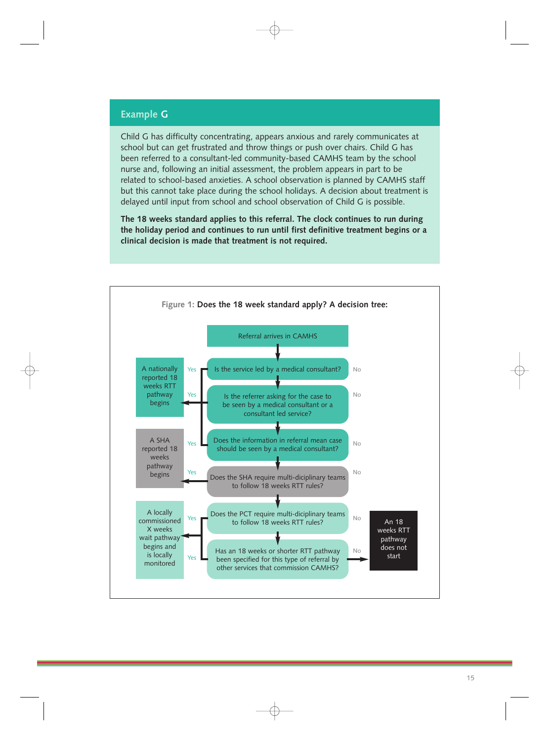## Example G

Child G has difficulty concentrating, appears anxious and rarely communicates at school but can get frustrated and throw things or push over chairs. Child G has been referred to a consultant-led community-based CAMHS team by the school nurse and, following an initial assessment, the problem appears in part to be related to school-based anxieties. A school observation is planned by CAMHS staff but this cannot take place during the school holidays. A decision about treatment is delayed until input from school and school observation of Child G is possible.

**The 18 weeks standard applies to this referral. The clock continues to run during the holiday period and continues to run until first definitive treatment begins or a clinical decision is made that treatment is not required.**

Figure 1: **Does the 18 week standard apply? A decision tree:**

- Referral arrives in CAMHS
- Is the service led by a medical consultant? — Yes → A nationally reported 18 weeks RTT pathway begins; No → next question
- Is the referrer asking for the case to be seen by a medical consultant or a consultant led service? — Yes → A nationally reported 18 weeks RTT pathway begins; No → next question
- Does the information in referral mean case should be seen by a medical consultant? — Yes → A nationally reported 18 weeks RTT pathway begins; No → next question
- Does the SHA require multi-diciplinary teams to follow 18 weeks RTT rules? — Yes → A SHA reported 18 weeks pathway begins; No → next question
- Does the PCT require multi-diciplinary teams to follow 18 weeks RTT rules? — Yes → A locally commissioned X weeks wait pathway begins and is locally monitored; No → next question
- Has an 18 weeks or shorter RTT pathway been specified for this type of referral by other services that commission CAMHS? — Yes → A locally commissioned X weeks wait pathway begins and is locally monitored; No → An 18 weeks RTT pathway does not start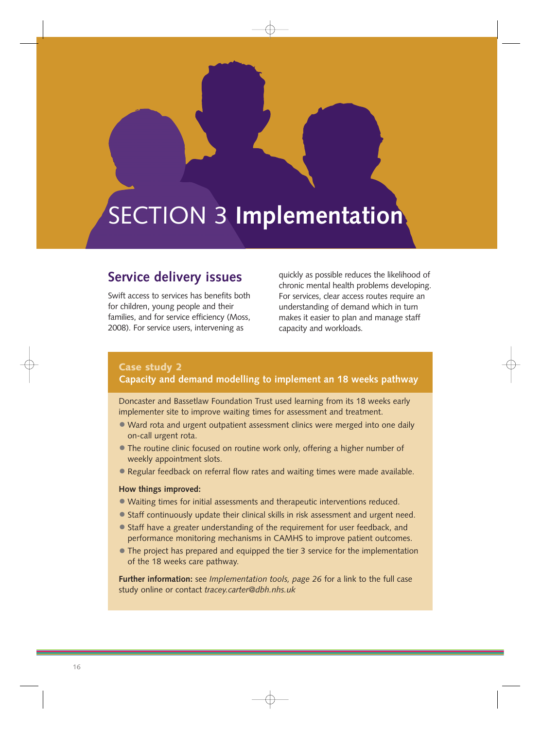# SECTION 3 Implementation

## Service delivery issues

Swift access to services has benefits both for children, young people and their families, and for service efficiency (Moss, 2008). For service users, intervening as quickly as possible reduces the likelihood of chronic mental health problems developing. For services, clear access routes require an understanding of demand which in turn makes it easier to plan and manage staff capacity and workloads.

### Case study 2
**Capacity and demand modelling to implement an 18 weeks pathway**

Doncaster and Bassetlaw Foundation Trust used learning from its 18 weeks early implementer site to improve waiting times for assessment and treatment.

- Ward rota and urgent outpatient assessment clinics were merged into one daily on-call urgent rota.
- The routine clinic focused on routine work only, offering a higher number of weekly appointment slots.
- Regular feedback on referral flow rates and waiting times were made available.

**How things improved:**

- Waiting times for initial assessments and therapeutic interventions reduced.
- Staff continuously update their clinical skills in risk assessment and urgent need.
- Staff have a greater understanding of the requirement for user feedback, and performance monitoring mechanisms in CAMHS to improve patient outcomes.
- The project has prepared and equipped the tier 3 service for the implementation of the 18 weeks care pathway.

**Further information:** see *Implementation tools, page 26* for a link to the full case study online or contact *tracey.carter@dbh.nhs.uk*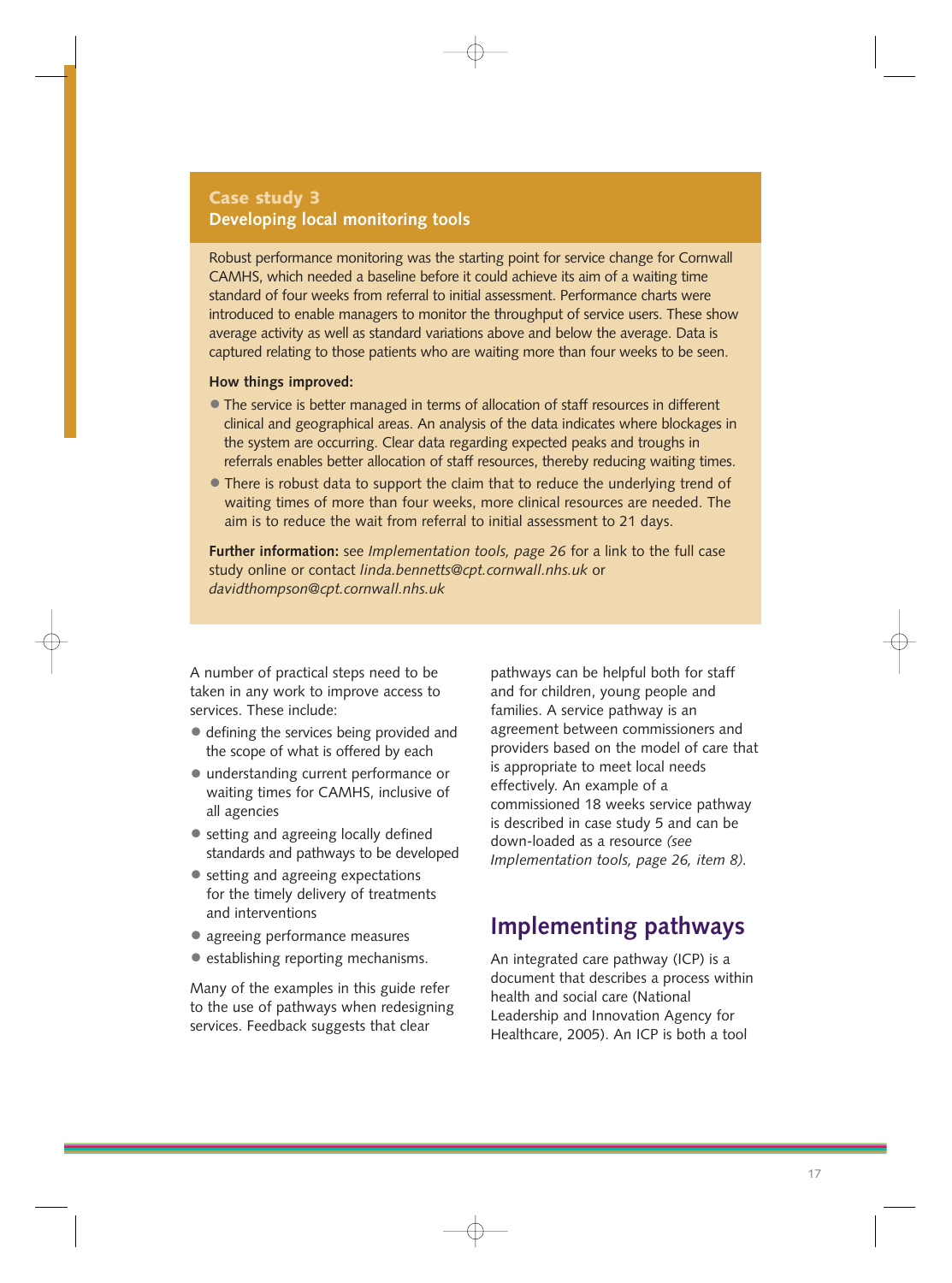## Case study 3
### Developing local monitoring tools

Robust performance monitoring was the starting point for service change for Cornwall CAMHS, which needed a baseline before it could achieve its aim of a waiting time standard of four weeks from referral to initial assessment. Performance charts were introduced to enable managers to monitor the throughput of service users. These show average activity as well as standard variations above and below the average. Data is captured relating to those patients who are waiting more than four weeks to be seen.

**How things improved:**

- The service is better managed in terms of allocation of staff resources in different clinical and geographical areas. An analysis of the data indicates where blockages in the system are occurring. Clear data regarding expected peaks and troughs in referrals enables better allocation of staff resources, thereby reducing waiting times.
- There is robust data to support the claim that to reduce the underlying trend of waiting times of more than four weeks, more clinical resources are needed. The aim is to reduce the wait from referral to initial assessment to 21 days.

**Further information:** see *Implementation tools, page 26* for a link to the full case study online or contact *linda.bennetts@cpt.cornwall.nhs.uk* or *davidthompson@cpt.cornwall.nhs.uk*

A number of practical steps need to be taken in any work to improve access to services. These include:

- defining the services being provided and the scope of what is offered by each
- understanding current performance or waiting times for CAMHS, inclusive of all agencies
- setting and agreeing locally defined standards and pathways to be developed
- setting and agreeing expectations for the timely delivery of treatments and interventions
- agreeing performance measures
- establishing reporting mechanisms.

Many of the examples in this guide refer to the use of pathways when redesigning services. Feedback suggests that clear pathways can be helpful both for staff and for children, young people and families. A service pathway is an agreement between commissioners and providers based on the model of care that is appropriate to meet local needs effectively. An example of a commissioned 18 weeks service pathway is described in case study 5 and can be down-loaded as a resource *(see Implementation tools, page 26, item 8).*

# Implementing pathways

An integrated care pathway (ICP) is a document that describes a process within health and social care (National Leadership and Innovation Agency for Healthcare, 2005). An ICP is both a tool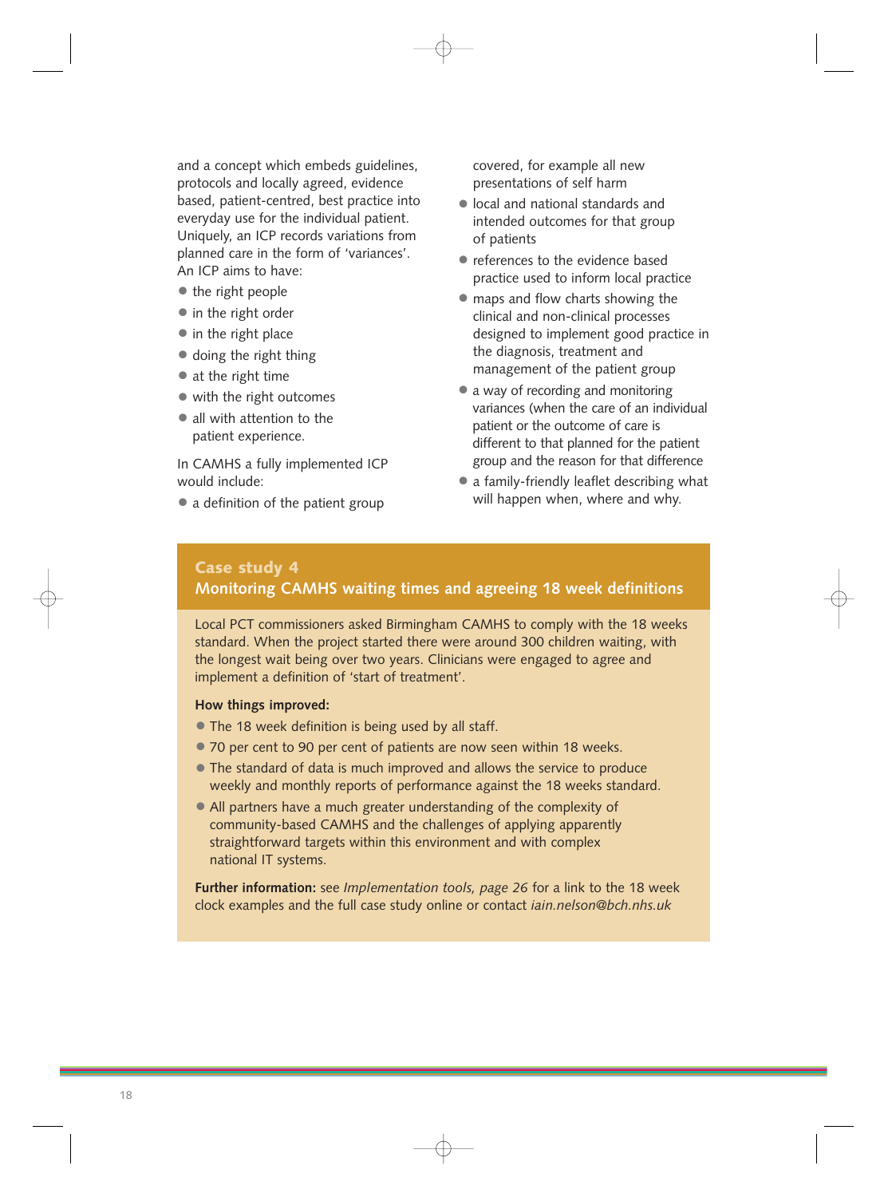and a concept which embeds guidelines, protocols and locally agreed, evidence based, patient-centred, best practice into everyday use for the individual patient. Uniquely, an ICP records variations from planned care in the form of 'variances'. An ICP aims to have:

- the right people
- in the right order
- in the right place
- doing the right thing
- at the right time
- with the right outcomes
- all with attention to the patient experience.

In CAMHS a fully implemented ICP would include:

- a definition of the patient group covered, for example all new presentations of self harm
- local and national standards and intended outcomes for that group of patients
- references to the evidence based practice used to inform local practice
- maps and flow charts showing the clinical and non-clinical processes designed to implement good practice in the diagnosis, treatment and management of the patient group
- a way of recording and monitoring variances (when the care of an individual patient or the outcome of care is different to that planned for the patient group and the reason for that difference
- a family-friendly leaflet describing what will happen when, where and why.

## Case study 4
## Monitoring CAMHS waiting times and agreeing 18 week definitions

Local PCT commissioners asked Birmingham CAMHS to comply with the 18 weeks standard. When the project started there were around 300 children waiting, with the longest wait being over two years. Clinicians were engaged to agree and implement a definition of 'start of treatment'.

**How things improved:**

- The 18 week definition is being used by all staff.
- 70 per cent to 90 per cent of patients are now seen within 18 weeks.
- The standard of data is much improved and allows the service to produce weekly and monthly reports of performance against the 18 weeks standard.
- All partners have a much greater understanding of the complexity of community-based CAMHS and the challenges of applying apparently straightforward targets within this environment and with complex national IT systems.

**Further information:** see *Implementation tools, page 26* for a link to the 18 week clock examples and the full case study online or contact *iain.nelson@bch.nhs.uk*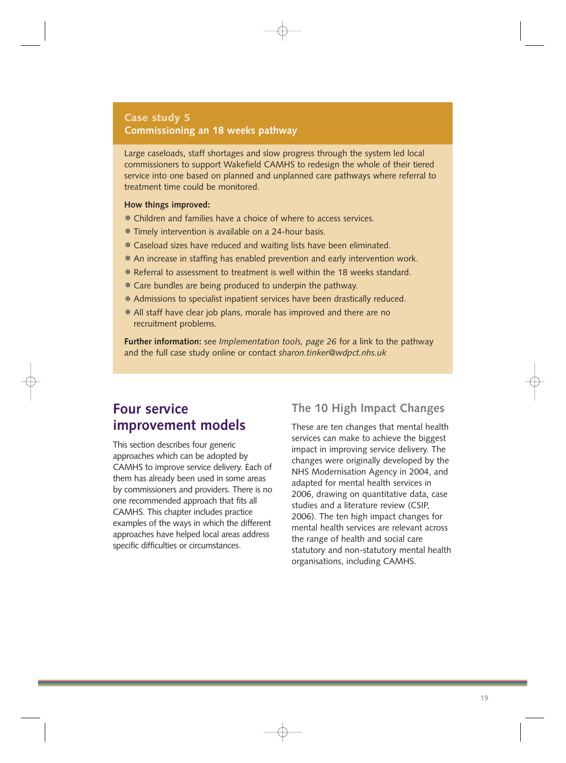### Case study 5
**Commissioning an 18 weeks pathway**

Large caseloads, staff shortages and slow progress through the system led local commissioners to support Wakefield CAMHS to redesign the whole of their tiered service into one based on planned and unplanned care pathways where referral to treatment time could be monitored.

**How things improved:**

- Children and families have a choice of where to access services.
- Timely intervention is available on a 24-hour basis.
- Caseload sizes have reduced and waiting lists have been eliminated.
- An increase in staffing has enabled prevention and early intervention work.
- Referral to assessment to treatment is well within the 18 weeks standard.
- Care bundles are being produced to underpin the pathway.
- Admissions to specialist inpatient services have been drastically reduced.
- All staff have clear job plans, morale has improved and there are no recruitment problems.

**Further information:** see *Implementation tools, page 26* for a link to the pathway and the full case study online or contact *sharon.tinker@wdpct.nhs.uk*

## Four service improvement models

This section describes four generic approaches which can be adopted by CAMHS to improve service delivery. Each of them has already been used in some areas by commissioners and providers. There is no one recommended approach that fits all CAMHS. This chapter includes practice examples of the ways in which the different approaches have helped local areas address specific difficulties or circumstances.

### The 10 High Impact Changes

These are ten changes that mental health services can make to achieve the biggest impact in improving service delivery. The changes were originally developed by the NHS Modernisation Agency in 2004, and adapted for mental health services in 2006, drawing on quantitative data, case studies and a literature review (CSIP, 2006). The ten high impact changes for mental health services are relevant across the range of health and social care statutory and non-statutory mental health organisations, including CAMHS.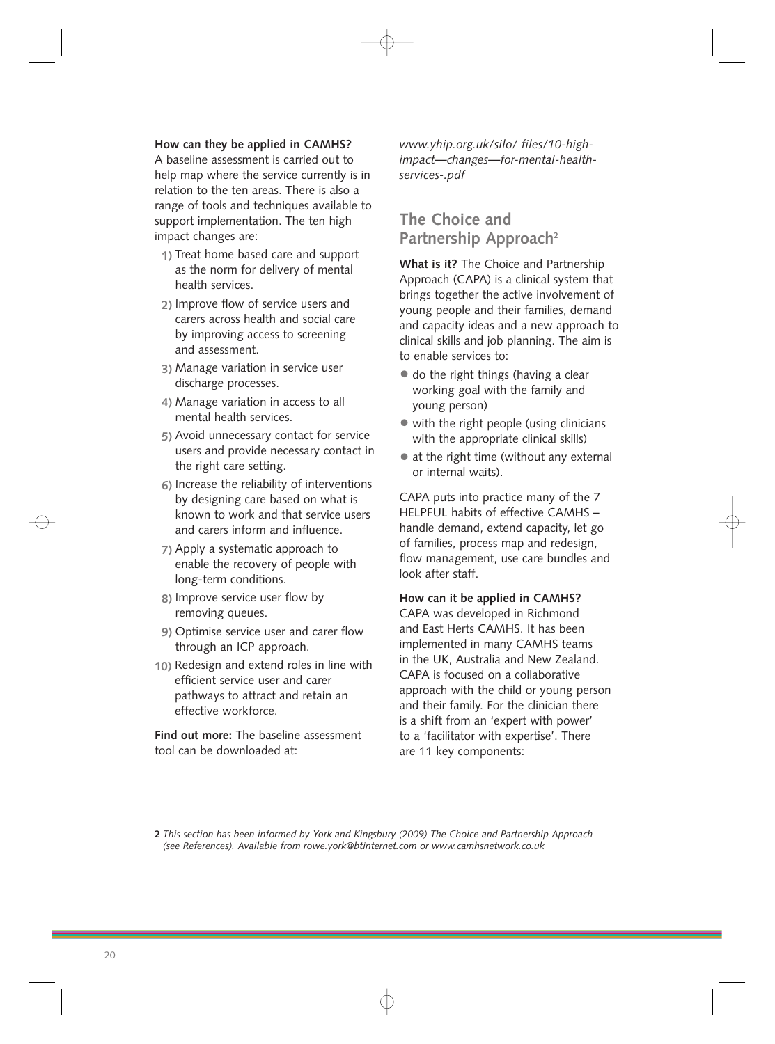**How can they be applied in CAMHS?**
A baseline assessment is carried out to help map where the service currently is in relation to the ten areas. There is also a range of tools and techniques available to support implementation. The ten high impact changes are:

1) Treat home based care and support as the norm for delivery of mental health services.
2) Improve flow of service users and carers across health and social care by improving access to screening and assessment.
3) Manage variation in service user discharge processes.
4) Manage variation in access to all mental health services.
5) Avoid unnecessary contact for service users and provide necessary contact in the right care setting.
6) Increase the reliability of interventions by designing care based on what is known to work and that service users and carers inform and influence.
7) Apply a systematic approach to enable the recovery of people with long-term conditions.
8) Improve service user flow by removing queues.
9) Optimise service user and carer flow through an ICP approach.
10) Redesign and extend roles in line with efficient service user and carer pathways to attract and retain an effective workforce.

**Find out more:** The baseline assessment tool can be downloaded at:

*www.yhip.org.uk/silo/ files/10-high-impact—changes—for-mental-health-services-.pdf*

## The Choice and Partnership Approach[2]

**What is it?** The Choice and Partnership Approach (CAPA) is a clinical system that brings together the active involvement of young people and their families, demand and capacity ideas and a new approach to clinical skills and job planning. The aim is to enable services to:

- do the right things (having a clear working goal with the family and young person)
- with the right people (using clinicians with the appropriate clinical skills)
- at the right time (without any external or internal waits).

CAPA puts into practice many of the 7 HELPFUL habits of effective CAMHS – handle demand, extend capacity, let go of families, process map and redesign, flow management, use care bundles and look after staff.

**How can it be applied in CAMHS?**
CAPA was developed in Richmond and East Herts CAMHS. It has been implemented in many CAMHS teams in the UK, Australia and New Zealand. CAPA is focused on a collaborative approach with the child or young person and their family. For the clinician there is a shift from an 'expert with power' to a 'facilitator with expertise'. There are 11 key components:

**2** *This section has been informed by York and Kingsbury (2009) The Choice and Partnership Approach (see References). Available from rowe.york@btinternet.com or www.camhsnetwork.co.uk*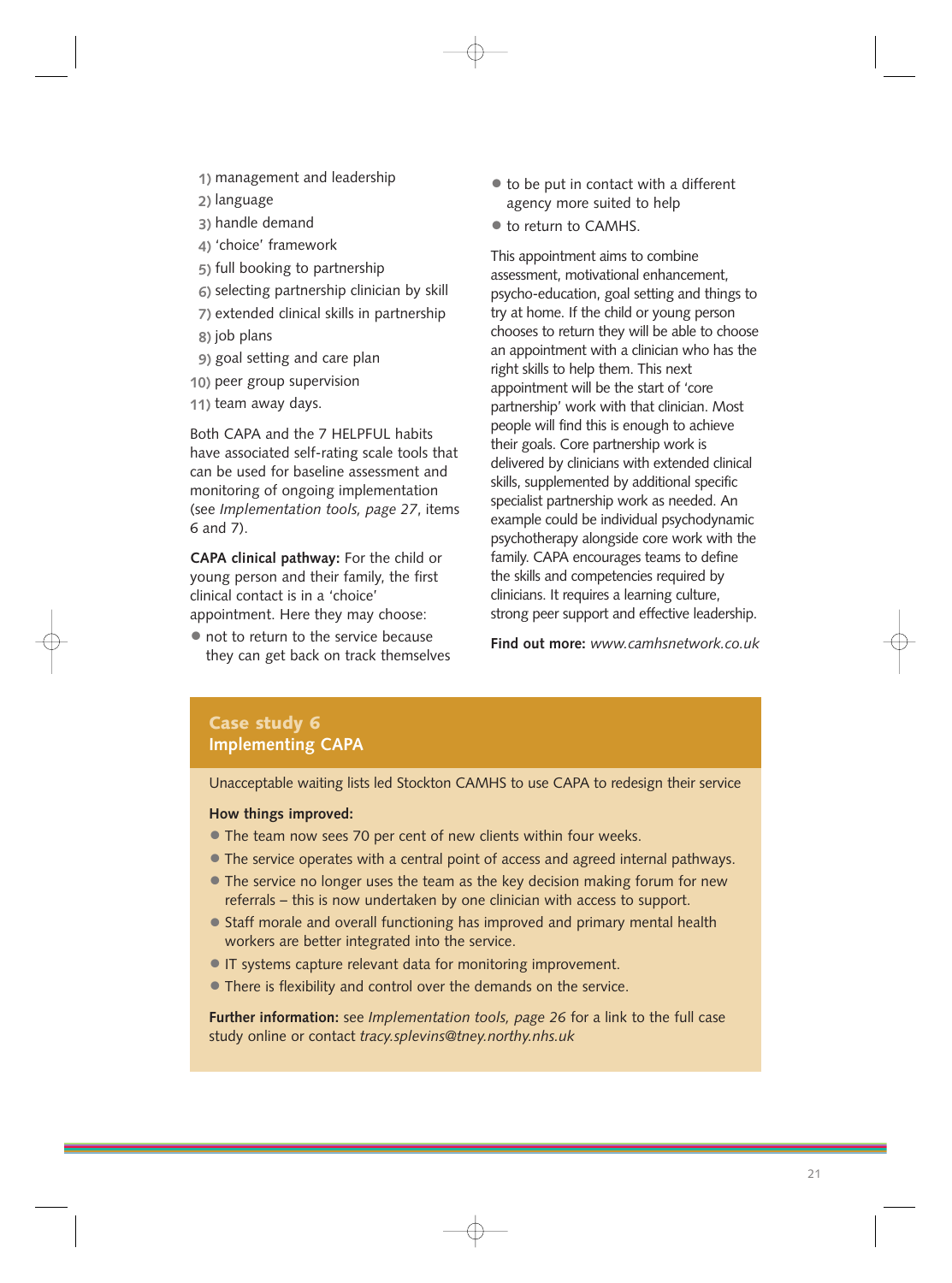1) management and leadership
2) language
3) handle demand
4) 'choice' framework
5) full booking to partnership
6) selecting partnership clinician by skill
7) extended clinical skills in partnership
8) job plans
9) goal setting and care plan
10) peer group supervision
11) team away days.

Both CAPA and the 7 HELPFUL habits have associated self-rating scale tools that can be used for baseline assessment and monitoring of ongoing implementation (see *Implementation tools, page 27*, items 6 and 7).

**CAPA clinical pathway:** For the child or young person and their family, the first clinical contact is in a 'choice' appointment. Here they may choose:

- not to return to the service because they can get back on track themselves
- to be put in contact with a different agency more suited to help
- to return to CAMHS.

This appointment aims to combine assessment, motivational enhancement, psycho-education, goal setting and things to try at home. If the child or young person chooses to return they will be able to choose an appointment with a clinician who has the right skills to help them. This next appointment will be the start of 'core partnership' work with that clinician. Most people will find this is enough to achieve their goals. Core partnership work is delivered by clinicians with extended clinical skills, supplemented by additional specific specialist partnership work as needed. An example could be individual psychodynamic psychotherapy alongside core work with the family. CAPA encourages teams to define the skills and competencies required by clinicians. It requires a learning culture, strong peer support and effective leadership.

**Find out more:** *www.camhsnetwork.co.uk*

## Case study 6
## Implementing CAPA

Unacceptable waiting lists led Stockton CAMHS to use CAPA to redesign their service

**How things improved:**

- The team now sees 70 per cent of new clients within four weeks.
- The service operates with a central point of access and agreed internal pathways.
- The service no longer uses the team as the key decision making forum for new referrals – this is now undertaken by one clinician with access to support.
- Staff morale and overall functioning has improved and primary mental health workers are better integrated into the service.
- IT systems capture relevant data for monitoring improvement.
- There is flexibility and control over the demands on the service.

**Further information:** see *Implementation tools, page 26* for a link to the full case study online or contact *tracy.splevins@tney.northy.nhs.uk*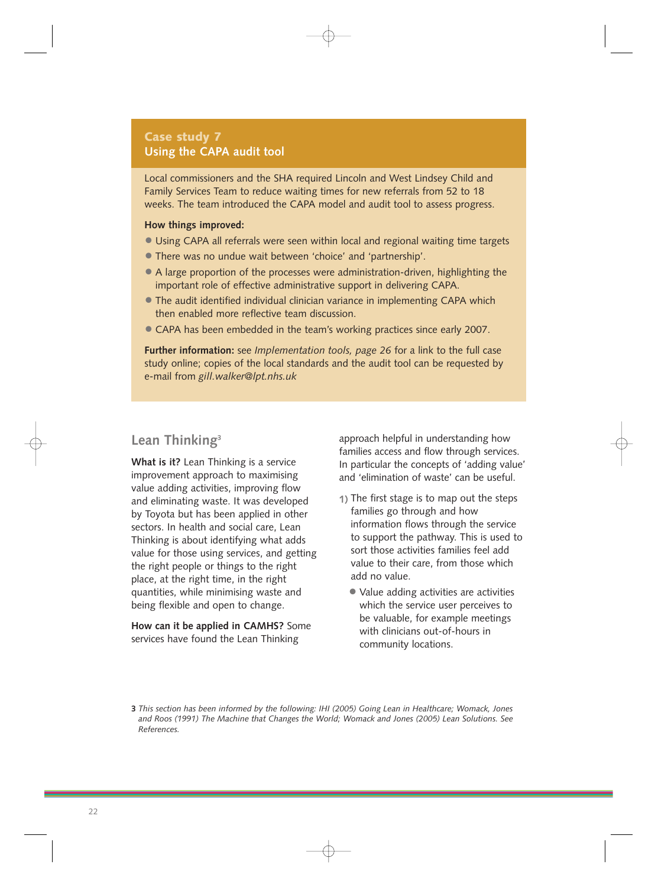## Case study 7
### Using the CAPA audit tool

Local commissioners and the SHA required Lincoln and West Lindsey Child and Family Services Team to reduce waiting times for new referrals from 52 to 18 weeks. The team introduced the CAPA model and audit tool to assess progress.

**How things improved:**

- Using CAPA all referrals were seen within local and regional waiting time targets
- There was no undue wait between 'choice' and 'partnership'.
- A large proportion of the processes were administration-driven, highlighting the important role of effective administrative support in delivering CAPA.
- The audit identified individual clinician variance in implementing CAPA which then enabled more reflective team discussion.
- CAPA has been embedded in the team's working practices since early 2007.

**Further information:** see *Implementation tools, page 26* for a link to the full case study online; copies of the local standards and the audit tool can be requested by e-mail from *gill.walker@lpt.nhs.uk*

## Lean Thinking[3]

**What is it?** Lean Thinking is a service improvement approach to maximising value adding activities, improving flow and eliminating waste. It was developed by Toyota but has been applied in other sectors. In health and social care, Lean Thinking is about identifying what adds value for those using services, and getting the right people or things to the right place, at the right time, in the right quantities, while minimising waste and being flexible and open to change.

**How can it be applied in CAMHS?** Some services have found the Lean Thinking approach helpful in understanding how families access and flow through services. In particular the concepts of 'adding value' and 'elimination of waste' can be useful.

1) The first stage is to map out the steps families go through and how information flows through the service to support the pathway. This is used to sort those activities families feel add value to their care, from those which add no value.
   - Value adding activities are activities which the service user perceives to be valuable, for example meetings with clinicians out-of-hours in community locations.

3 *This section has been informed by the following: IHI (2005) Going Lean in Healthcare; Womack, Jones and Roos (1991) The Machine that Changes the World; Womack and Jones (2005) Lean Solutions. See References.*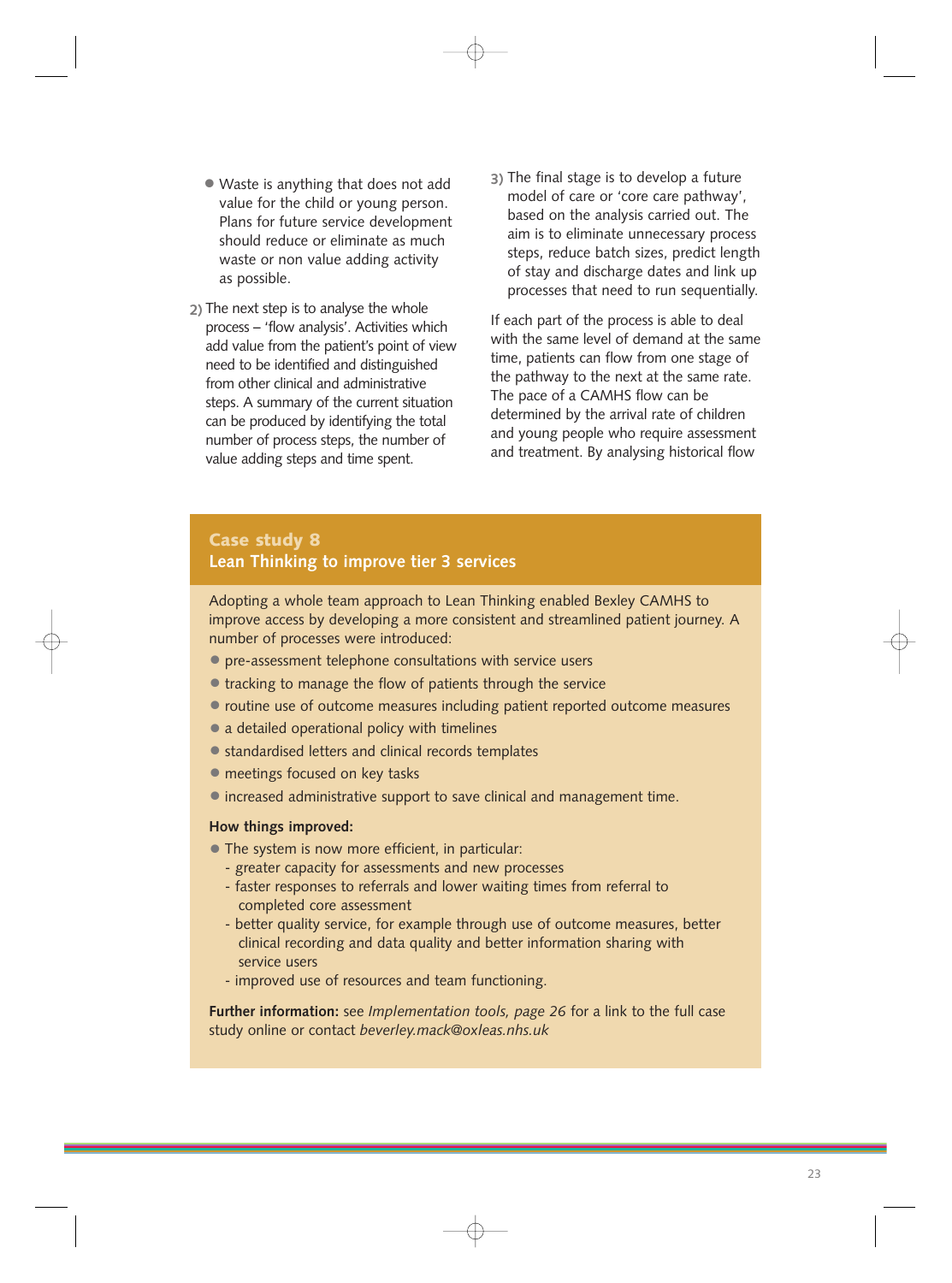- Waste is anything that does not add value for the child or young person. Plans for future service development should reduce or eliminate as much waste or non value adding activity as possible.

2) The next step is to analyse the whole process – 'flow analysis'. Activities which add value from the patient's point of view need to be identified and distinguished from other clinical and administrative steps. A summary of the current situation can be produced by identifying the total number of process steps, the number of value adding steps and time spent.

3) The final stage is to develop a future model of care or 'core care pathway', based on the analysis carried out. The aim is to eliminate unnecessary process steps, reduce batch sizes, predict length of stay and discharge dates and link up processes that need to run sequentially.

If each part of the process is able to deal with the same level of demand at the same time, patients can flow from one stage of the pathway to the next at the same rate. The pace of a CAMHS flow can be determined by the arrival rate of children and young people who require assessment and treatment. By analysing historical flow

## Case study 8
### Lean Thinking to improve tier 3 services

Adopting a whole team approach to Lean Thinking enabled Bexley CAMHS to improve access by developing a more consistent and streamlined patient journey. A number of processes were introduced:

- pre-assessment telephone consultations with service users
- tracking to manage the flow of patients through the service
- routine use of outcome measures including patient reported outcome measures
- a detailed operational policy with timelines
- standardised letters and clinical records templates
- meetings focused on key tasks
- increased administrative support to save clinical and management time.

**How things improved:**

- The system is now more efficient, in particular:
  - greater capacity for assessments and new processes
  - faster responses to referrals and lower waiting times from referral to completed core assessment
  - better quality service, for example through use of outcome measures, better clinical recording and data quality and better information sharing with service users
  - improved use of resources and team functioning.

**Further information:** see *Implementation tools, page 26* for a link to the full case study online or contact *beverley.mack@oxleas.nhs.uk*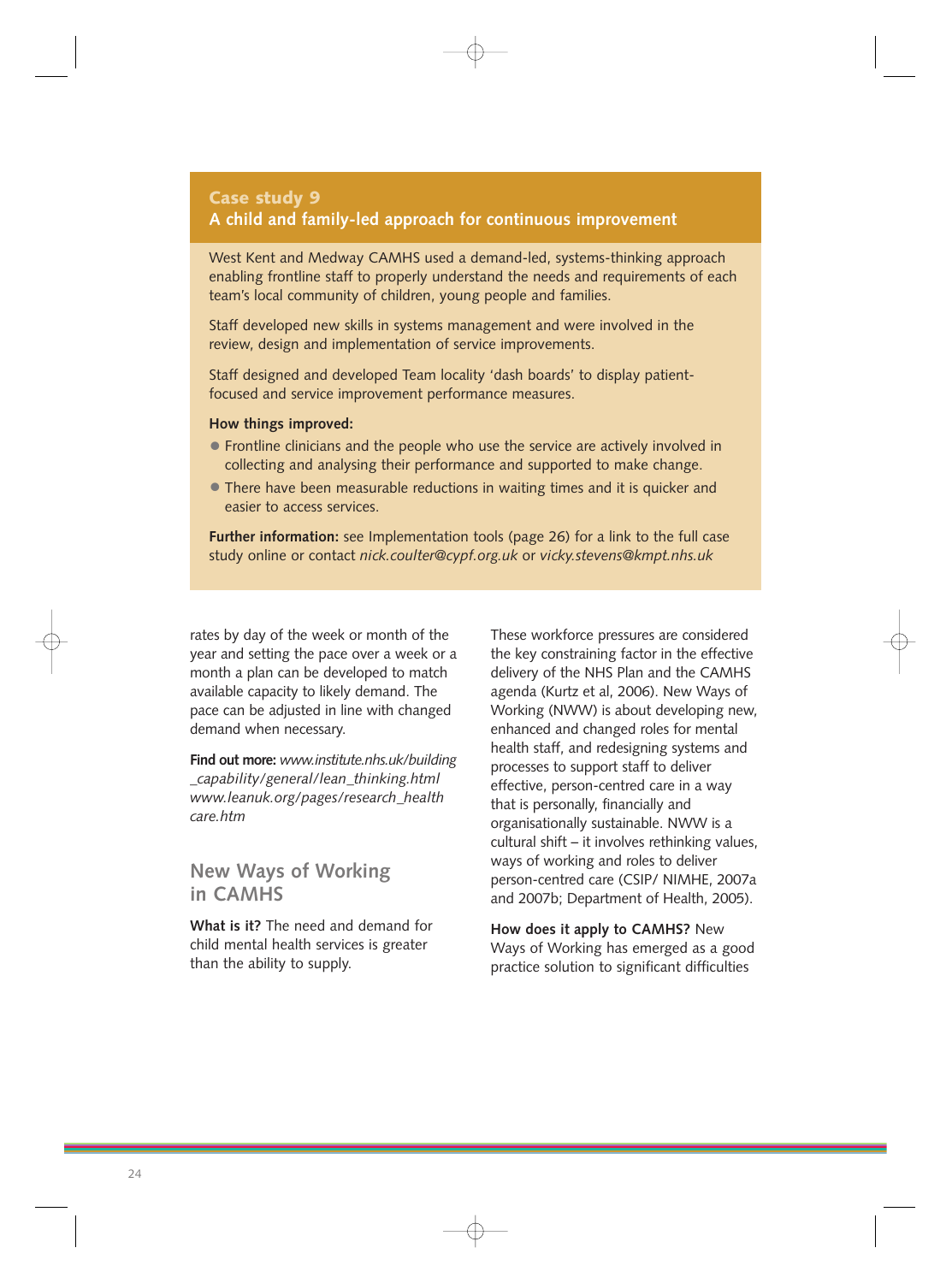## Case study 9

### A child and family-led approach for continuous improvement

West Kent and Medway CAMHS used a demand-led, systems-thinking approach enabling frontline staff to properly understand the needs and requirements of each team's local community of children, young people and families.

Staff developed new skills in systems management and were involved in the review, design and implementation of service improvements.

Staff designed and developed Team locality 'dash boards' to display patient-focused and service improvement performance measures.

**How things improved:**

- Frontline clinicians and the people who use the service are actively involved in collecting and analysing their performance and supported to make change.
- There have been measurable reductions in waiting times and it is quicker and easier to access services.

**Further information:** see Implementation tools (page 26) for a link to the full case study online or contact *nick.coulter@cypf.org.uk* or *vicky.stevens@kmpt.nhs.uk*

rates by day of the week or month of the year and setting the pace over a week or a month a plan can be developed to match available capacity to likely demand. The pace can be adjusted in line with changed demand when necessary.

**Find out more:** *www.institute.nhs.uk/building_capability/general/lean_thinking.html www.leanuk.org/pages/research_healthcare.htm*

## New Ways of Working in CAMHS

**What is it?** The need and demand for child mental health services is greater than the ability to supply.

These workforce pressures are considered the key constraining factor in the effective delivery of the NHS Plan and the CAMHS agenda (Kurtz et al, 2006). New Ways of Working (NWW) is about developing new, enhanced and changed roles for mental health staff, and redesigning systems and processes to support staff to deliver effective, person-centred care in a way that is personally, financially and organisationally sustainable. NWW is a cultural shift – it involves rethinking values, ways of working and roles to deliver person-centred care (CSIP/ NIMHE, 2007a and 2007b; Department of Health, 2005).

**How does it apply to CAMHS?** New Ways of Working has emerged as a good practice solution to significant difficulties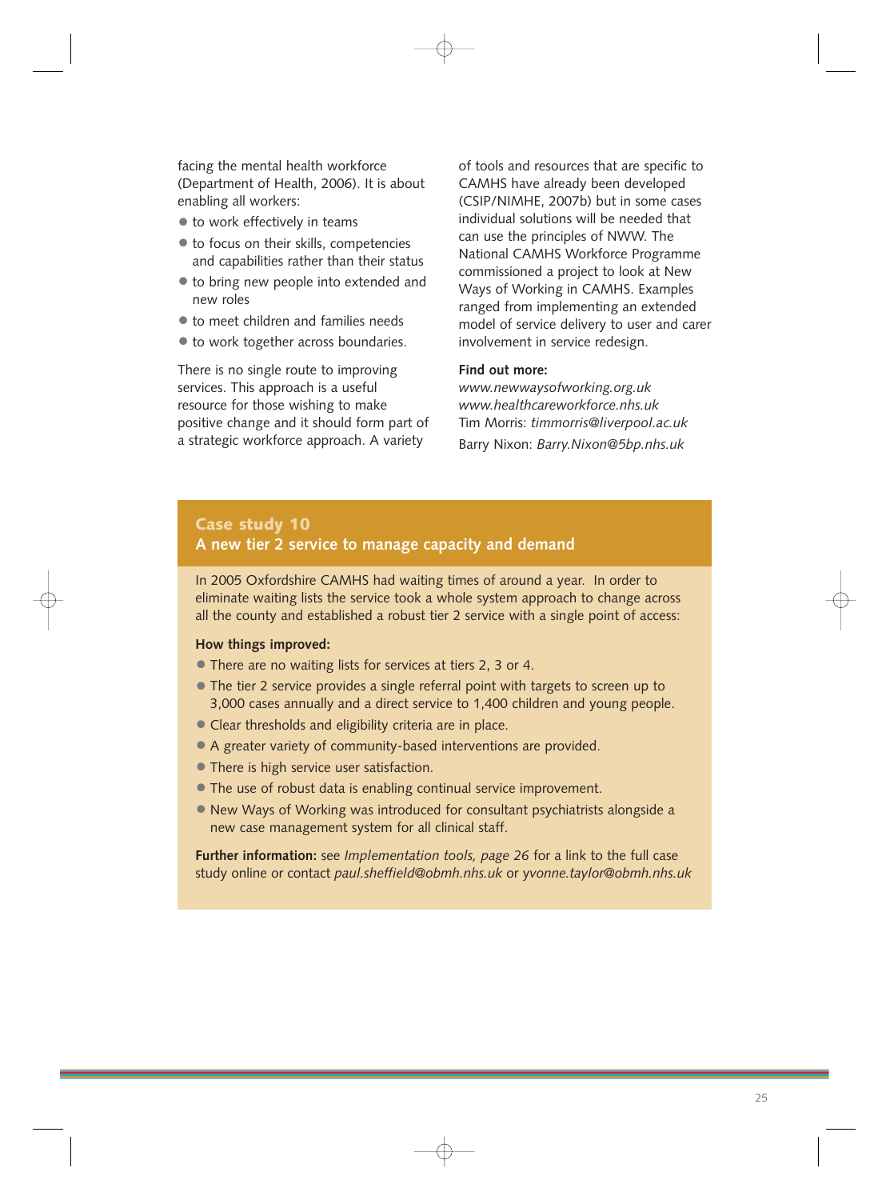facing the mental health workforce (Department of Health, 2006). It is about enabling all workers:

- to work effectively in teams
- to focus on their skills, competencies and capabilities rather than their status
- to bring new people into extended and new roles
- to meet children and families needs
- to work together across boundaries.

There is no single route to improving services. This approach is a useful resource for those wishing to make positive change and it should form part of a strategic workforce approach. A variety of tools and resources that are specific to CAMHS have already been developed (CSIP/NIMHE, 2007b) but in some cases individual solutions will be needed that can use the principles of NWW. The National CAMHS Workforce Programme commissioned a project to look at New Ways of Working in CAMHS. Examples ranged from implementing an extended model of service delivery to user and carer involvement in service redesign.

**Find out more:**
*www.newwaysofworking.org.uk*
*www.healthcareworkforce.nhs.uk*
Tim Morris: *timmorris@liverpool.ac.uk*
Barry Nixon: *Barry.Nixon@5bp.nhs.uk*

## Case study 10
### A new tier 2 service to manage capacity and demand

In 2005 Oxfordshire CAMHS had waiting times of around a year. In order to eliminate waiting lists the service took a whole system approach to change across all the county and established a robust tier 2 service with a single point of access:

**How things improved:**

- There are no waiting lists for services at tiers 2, 3 or 4.
- The tier 2 service provides a single referral point with targets to screen up to 3,000 cases annually and a direct service to 1,400 children and young people.
- Clear thresholds and eligibility criteria are in place.
- A greater variety of community-based interventions are provided.
- There is high service user satisfaction.
- The use of robust data is enabling continual service improvement.
- New Ways of Working was introduced for consultant psychiatrists alongside a new case management system for all clinical staff.

**Further information:** see *Implementation tools, page 26* for a link to the full case study online or contact *paul.sheffield@obmh.nhs.uk* or *yvonne.taylor@obmh.nhs.uk*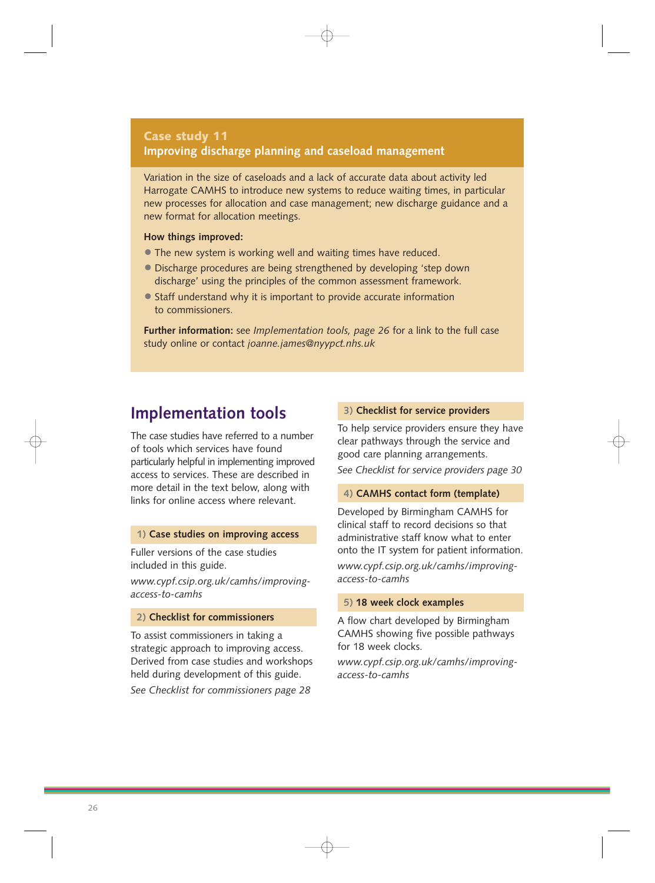## Case study 11
### Improving discharge planning and caseload management

Variation in the size of caseloads and a lack of accurate data about activity led Harrogate CAMHS to introduce new systems to reduce waiting times, in particular new processes for allocation and case management; new discharge guidance and a new format for allocation meetings.

**How things improved:**

- The new system is working well and waiting times have reduced.
- Discharge procedures are being strengthened by developing 'step down discharge' using the principles of the common assessment framework.
- Staff understand why it is important to provide accurate information to commissioners.

**Further information:** see *Implementation tools, page 26* for a link to the full case study online or contact *joanne.james@nyypct.nhs.uk*

# Implementation tools

The case studies have referred to a number of tools which services have found particularly helpful in implementing improved access to services. These are described in more detail in the text below, along with links for online access where relevant.

### 1) Case studies on improving access

Fuller versions of the case studies included in this guide.

*www.cypf.csip.org.uk/camhs/improving-access-to-camhs*

### 2) Checklist for commissioners

To assist commissioners in taking a strategic approach to improving access. Derived from case studies and workshops held during development of this guide.

*See Checklist for commissioners page 28*

### 3) Checklist for service providers

To help service providers ensure they have clear pathways through the service and good care planning arrangements.

*See Checklist for service providers page 30*

### 4) CAMHS contact form (template)

Developed by Birmingham CAMHS for clinical staff to record decisions so that administrative staff know what to enter onto the IT system for patient information.

*www.cypf.csip.org.uk/camhs/improving-access-to-camhs*

### 5) 18 week clock examples

A flow chart developed by Birmingham CAMHS showing five possible pathways for 18 week clocks.

*www.cypf.csip.org.uk/camhs/improving-access-to-camhs*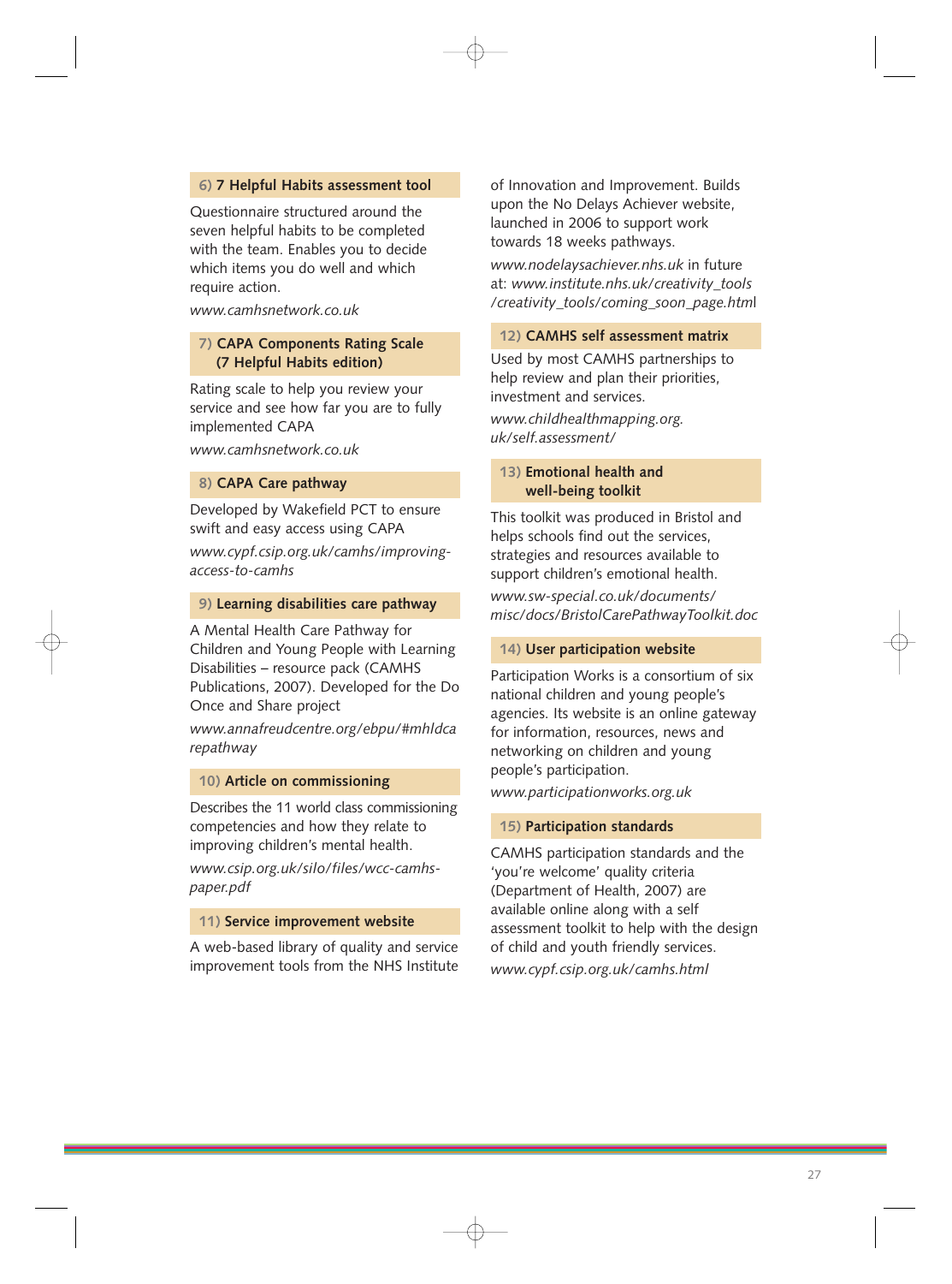### 6) 7 Helpful Habits assessment tool

Questionnaire structured around the seven helpful habits to be completed with the team. Enables you to decide which items you do well and which require action.

*www.camhsnetwork.co.uk*

### 7) CAPA Components Rating Scale (7 Helpful Habits edition)

Rating scale to help you review your service and see how far you are to fully implemented CAPA

*www.camhsnetwork.co.uk*

### 8) CAPA Care pathway

Developed by Wakefield PCT to ensure swift and easy access using CAPA

*www.cypf.csip.org.uk/camhs/improving-access-to-camhs*

### 9) Learning disabilities care pathway

A Mental Health Care Pathway for Children and Young People with Learning Disabilities – resource pack (CAMHS Publications, 2007). Developed for the Do Once and Share project

*www.annafreudcentre.org/ebpu/#mhldcarepathway*

### 10) Article on commissioning

Describes the 11 world class commissioning competencies and how they relate to improving children's mental health.

*www.csip.org.uk/silo/files/wcc-camhs-paper.pdf*

### 11) Service improvement website

A web-based library of quality and service improvement tools from the NHS Institute of Innovation and Improvement. Builds upon the No Delays Achiever website, launched in 2006 to support work towards 18 weeks pathways.

*www.nodelaysachiever.nhs.uk* in future at: *www.institute.nhs.uk/creativity_tools/creativity_tools/coming_soon_page.html*

### 12) CAMHS self assessment matrix

Used by most CAMHS partnerships to help review and plan their priorities, investment and services.

*www.childhealthmapping.org.uk/self.assessment/*

### 13) Emotional health and well-being toolkit

This toolkit was produced in Bristol and helps schools find out the services, strategies and resources available to support children's emotional health.

*www.sw-special.co.uk/documents/misc/docs/BristolCarePathwayToolkit.doc*

### 14) User participation website

Participation Works is a consortium of six national children and young people's agencies. Its website is an online gateway for information, resources, news and networking on children and young people's participation.

*www.participationworks.org.uk*

### 15) Participation standards

CAMHS participation standards and the 'you're welcome' quality criteria (Department of Health, 2007) are available online along with a self assessment toolkit to help with the design of child and youth friendly services.

*www.cypf.csip.org.uk/camhs.html*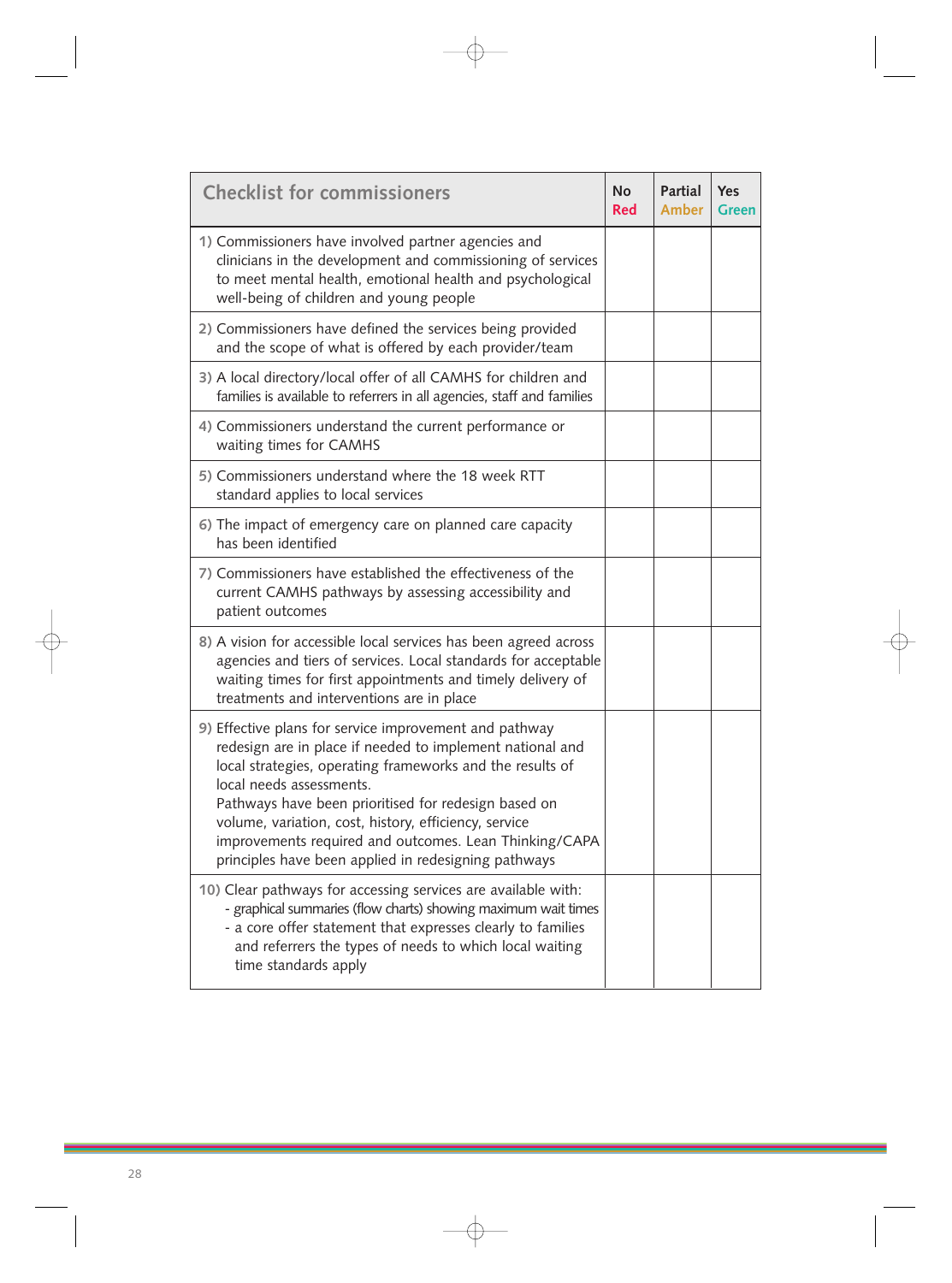| Checklist for commissioners | No Red | Partial Amber | Yes Green |
|---|---|---|---|
| 1) Commissioners have involved partner agencies and clinicians in the development and commissioning of services to meet mental health, emotional health and psychological well-being of children and young people | | | |
| 2) Commissioners have defined the services being provided and the scope of what is offered by each provider/team | | | |
| 3) A local directory/local offer of all CAMHS for children and families is available to referrers in all agencies, staff and families | | | |
| 4) Commissioners understand the current performance or waiting times for CAMHS | | | |
| 5) Commissioners understand where the 18 week RTT standard applies to local services | | | |
| 6) The impact of emergency care on planned care capacity has been identified | | | |
| 7) Commissioners have established the effectiveness of the current CAMHS pathways by assessing accessibility and patient outcomes | | | |
| 8) A vision for accessible local services has been agreed across agencies and tiers of services. Local standards for acceptable waiting times for first appointments and timely delivery of treatments and interventions are in place | | | |
| 9) Effective plans for service improvement and pathway redesign are in place if needed to implement national and local strategies, operating frameworks and the results of local needs assessments.<br>Pathways have been prioritised for redesign based on volume, variation, cost, history, efficiency, service improvements required and outcomes. Lean Thinking/CAPA principles have been applied in redesigning pathways | | | |
| 10) Clear pathways for accessing services are available with:<br>- graphical summaries (flow charts) showing maximum wait times<br>- a core offer statement that expresses clearly to families and referrers the types of needs to which local waiting time standards apply | | | |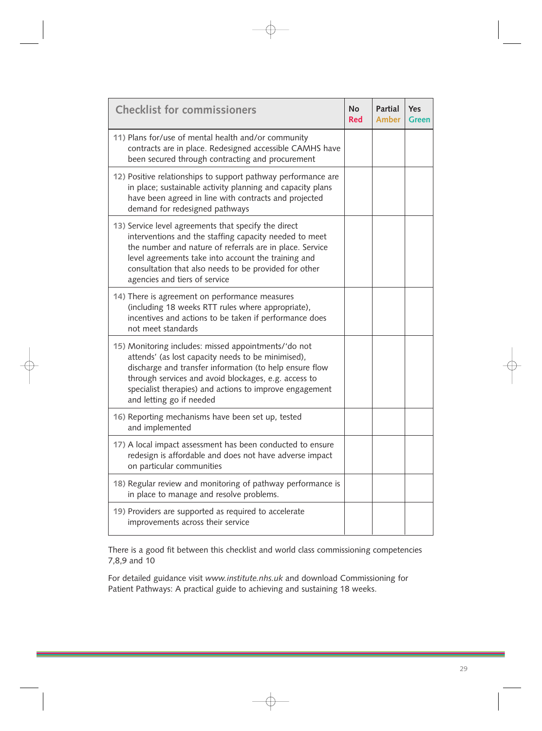| Checklist for commissioners | No<br>Red | Partial<br>Amber | Yes<br>Green |
|---|---|---|---|
| 11) Plans for/use of mental health and/or community contracts are in place. Redesigned accessible CAMHS have been secured through contracting and procurement | | | |
| 12) Positive relationships to support pathway performance are in place; sustainable activity planning and capacity plans have been agreed in line with contracts and projected demand for redesigned pathways | | | |
| 13) Service level agreements that specify the direct interventions and the staffing capacity needed to meet the number and nature of referrals are in place. Service level agreements take into account the training and consultation that also needs to be provided for other agencies and tiers of service | | | |
| 14) There is agreement on performance measures (including 18 weeks RTT rules where appropriate), incentives and actions to be taken if performance does not meet standards | | | |
| 15) Monitoring includes: missed appointments/'do not attends' (as lost capacity needs to be minimised), discharge and transfer information (to help ensure flow through services and avoid blockages, e.g. access to specialist therapies) and actions to improve engagement and letting go if needed | | | |
| 16) Reporting mechanisms have been set up, tested and implemented | | | |
| 17) A local impact assessment has been conducted to ensure redesign is affordable and does not have adverse impact on particular communities | | | |
| 18) Regular review and monitoring of pathway performance is in place to manage and resolve problems. | | | |
| 19) Providers are supported as required to accelerate improvements across their service | | | |

There is a good fit between this checklist and world class commissioning competencies 7,8,9 and 10

For detailed guidance visit *www.institute.nhs.uk* and download Commissioning for Patient Pathways: A practical guide to achieving and sustaining 18 weeks.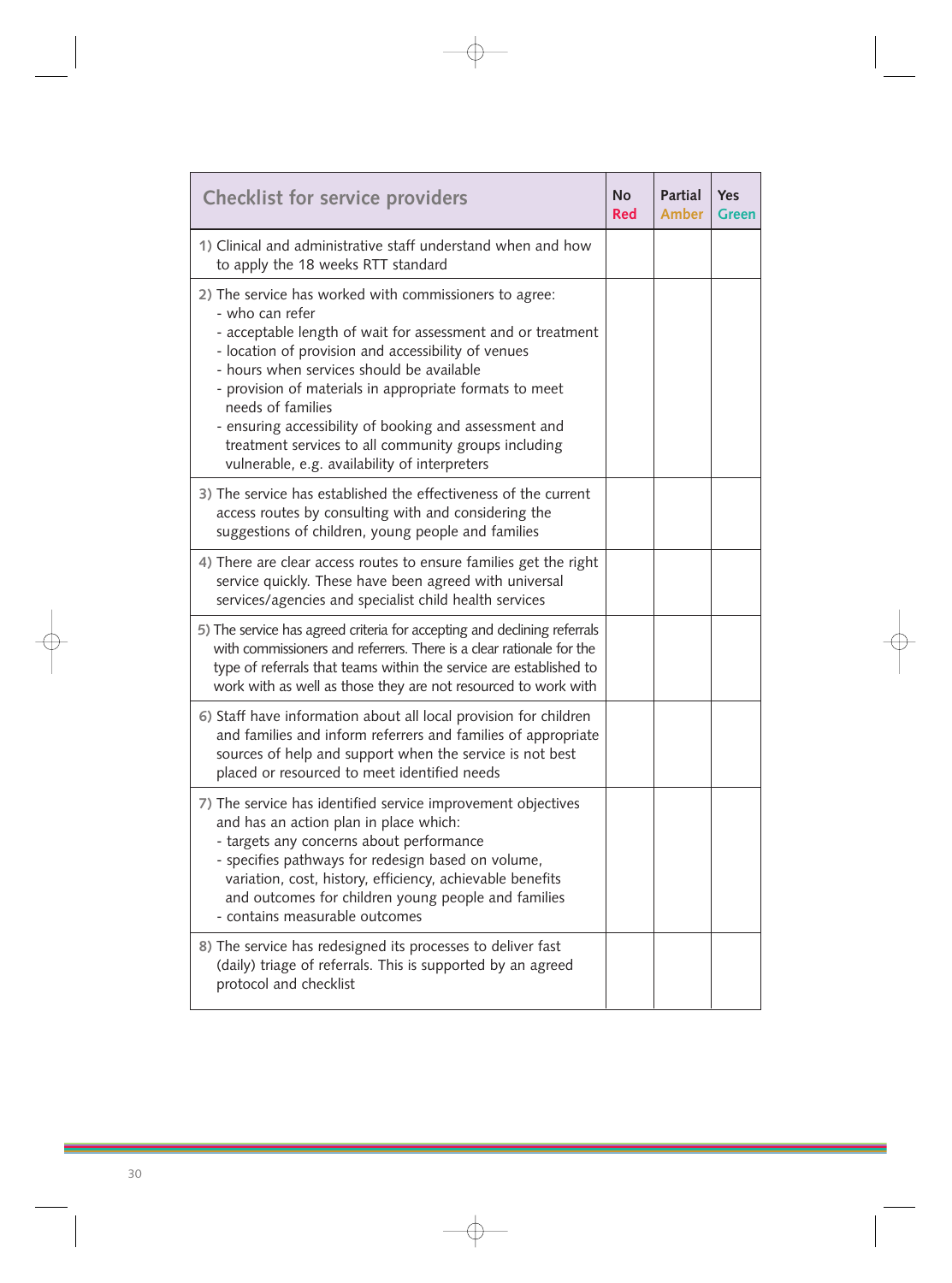| Checklist for service providers | No Red | Partial Amber | Yes Green |
|---|---|---|---|
| 1) Clinical and administrative staff understand when and how to apply the 18 weeks RTT standard | | | |
| 2) The service has worked with commissioners to agree:<br>- who can refer<br>- acceptable length of wait for assessment and or treatment<br>- location of provision and accessibility of venues<br>- hours when services should be available<br>- provision of materials in appropriate formats to meet needs of families<br>- ensuring accessibility of booking and assessment and treatment services to all community groups including vulnerable, e.g. availability of interpreters | | | |
| 3) The service has established the effectiveness of the current access routes by consulting with and considering the suggestions of children, young people and families | | | |
| 4) There are clear access routes to ensure families get the right service quickly. These have been agreed with universal services/agencies and specialist child health services | | | |
| 5) The service has agreed criteria for accepting and declining referrals with commissioners and referrers. There is a clear rationale for the type of referrals that teams within the service are established to work with as well as those they are not resourced to work with | | | |
| 6) Staff have information about all local provision for children and families and inform referrers and families of appropriate sources of help and support when the service is not best placed or resourced to meet identified needs | | | |
| 7) The service has identified service improvement objectives and has an action plan in place which:<br>- targets any concerns about performance<br>- specifies pathways for redesign based on volume, variation, cost, history, efficiency, achievable benefits and outcomes for children young people and families<br>- contains measurable outcomes | | | |
| 8) The service has redesigned its processes to deliver fast (daily) triage of referrals. This is supported by an agreed protocol and checklist | | | |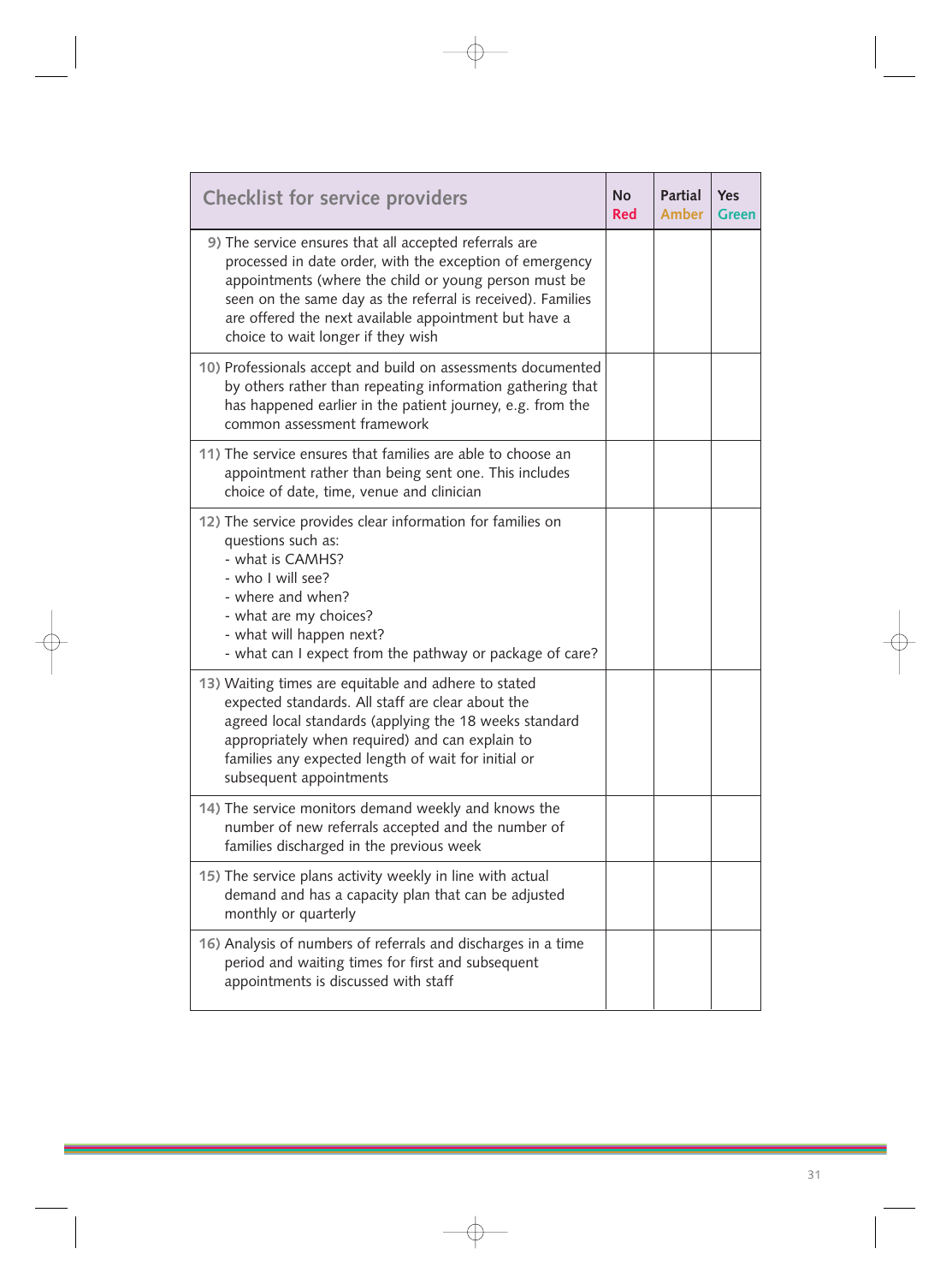| Checklist for service providers | No Red | Partial Amber | Yes Green |
|---|---|---|---|
| 9) The service ensures that all accepted referrals are processed in date order, with the exception of emergency appointments (where the child or young person must be seen on the same day as the referral is received). Families are offered the next available appointment but have a choice to wait longer if they wish | | | |
| 10) Professionals accept and build on assessments documented by others rather than repeating information gathering that has happened earlier in the patient journey, e.g. from the common assessment framework | | | |
| 11) The service ensures that families are able to choose an appointment rather than being sent one. This includes choice of date, time, venue and clinician | | | |
| 12) The service provides clear information for families on questions such as:<br>- what is CAMHS?<br>- who I will see?<br>- where and when?<br>- what are my choices?<br>- what will happen next?<br>- what can I expect from the pathway or package of care? | | | |
| 13) Waiting times are equitable and adhere to stated expected standards. All staff are clear about the agreed local standards (applying the 18 weeks standard appropriately when required) and can explain to families any expected length of wait for initial or subsequent appointments | | | |
| 14) The service monitors demand weekly and knows the number of new referrals accepted and the number of families discharged in the previous week | | | |
| 15) The service plans activity weekly in line with actual demand and has a capacity plan that can be adjusted monthly or quarterly | | | |
| 16) Analysis of numbers of referrals and discharges in a time period and waiting times for first and subsequent appointments is discussed with staff | | | |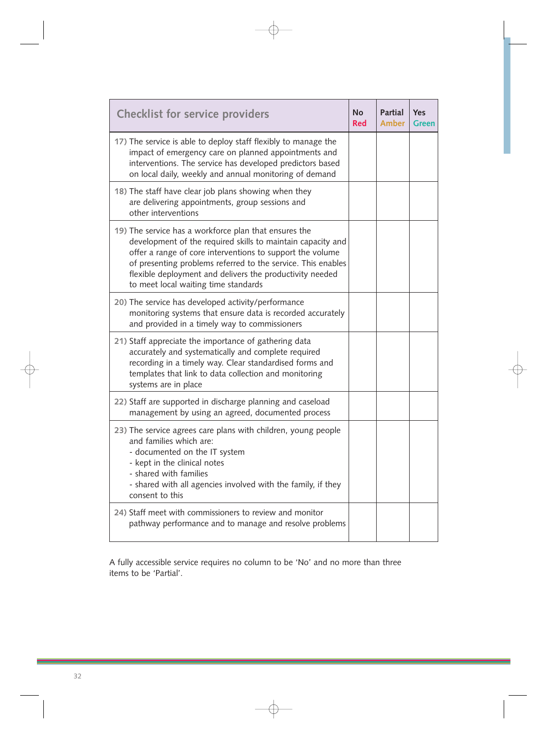| Checklist for service providers | No Red | Partial Amber | Yes Green |
|---|---|---|---|
| 17) The service is able to deploy staff flexibly to manage the impact of emergency care on planned appointments and interventions. The service has developed predictors based on local daily, weekly and annual monitoring of demand | | | |
| 18) The staff have clear job plans showing when they are delivering appointments, group sessions and other interventions | | | |
| 19) The service has a workforce plan that ensures the development of the required skills to maintain capacity and offer a range of core interventions to support the volume of presenting problems referred to the service. This enables flexible deployment and delivers the productivity needed to meet local waiting time standards | | | |
| 20) The service has developed activity/performance monitoring systems that ensure data is recorded accurately and provided in a timely way to commissioners | | | |
| 21) Staff appreciate the importance of gathering data accurately and systematically and complete required recording in a timely way. Clear standardised forms and templates that link to data collection and monitoring systems are in place | | | |
| 22) Staff are supported in discharge planning and caseload management by using an agreed, documented process | | | |
| 23) The service agrees care plans with children, young people and families which are:<br>- documented on the IT system<br>- kept in the clinical notes<br>- shared with families<br>- shared with all agencies involved with the family, if they consent to this | | | |
| 24) Staff meet with commissioners to review and monitor pathway performance and to manage and resolve problems | | | |

A fully accessible service requires no column to be 'No' and no more than three items to be 'Partial'.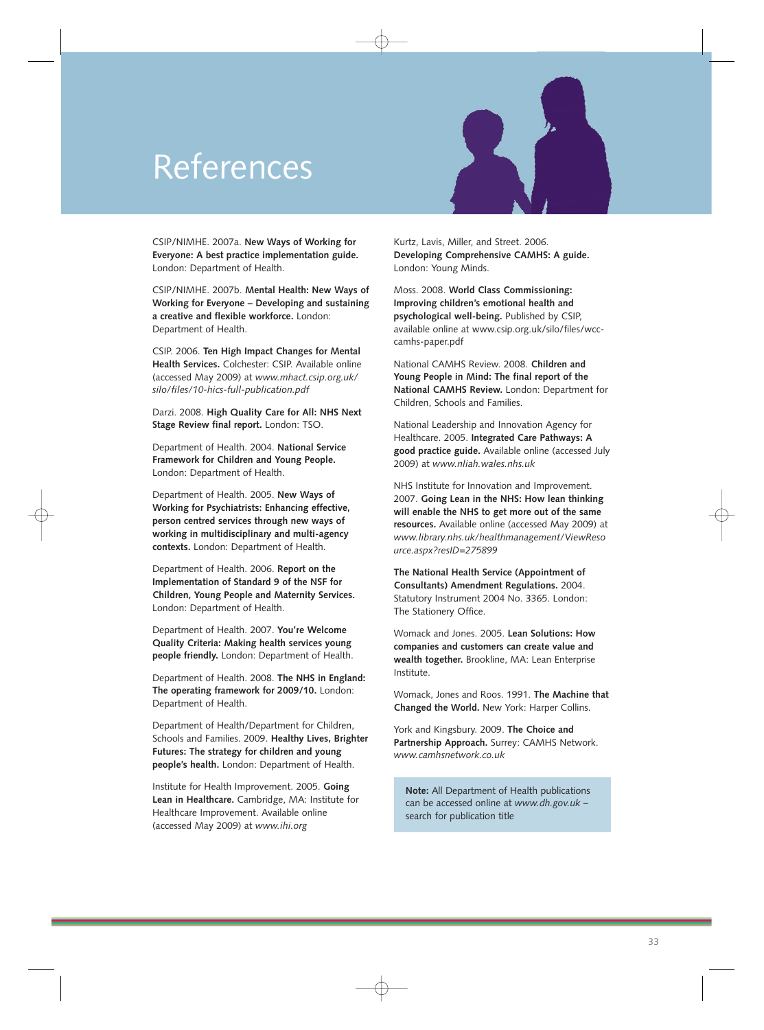# References

CSIP/NIMHE. 2007a. **New Ways of Working for Everyone: A best practice implementation guide.** London: Department of Health.

CSIP/NIMHE. 2007b. **Mental Health: New Ways of Working for Everyone – Developing and sustaining a creative and flexible workforce.** London: Department of Health.

CSIP. 2006. **Ten High Impact Changes for Mental Health Services.** Colchester: CSIP. Available online (accessed May 2009) at *www.mhact.csip.org.uk/silo/files/10-hics-full-publication.pdf*

Darzi. 2008. **High Quality Care for All: NHS Next Stage Review final report.** London: TSO.

Department of Health. 2004. **National Service Framework for Children and Young People.** London: Department of Health.

Department of Health. 2005. **New Ways of Working for Psychiatrists: Enhancing effective, person centred services through new ways of working in multidisciplinary and multi-agency contexts.** London: Department of Health.

Department of Health. 2006. **Report on the Implementation of Standard 9 of the NSF for Children, Young People and Maternity Services.** London: Department of Health.

Department of Health. 2007. **You're Welcome Quality Criteria: Making health services young people friendly.** London: Department of Health.

Department of Health. 2008. **The NHS in England: The operating framework for 2009/10.** London: Department of Health.

Department of Health/Department for Children, Schools and Families. 2009. **Healthy Lives, Brighter Futures: The strategy for children and young people's health.** London: Department of Health.

Institute for Health Improvement. 2005. **Going Lean in Healthcare.** Cambridge, MA: Institute for Healthcare Improvement. Available online (accessed May 2009) at *www.ihi.org*

Kurtz, Lavis, Miller, and Street. 2006. **Developing Comprehensive CAMHS: A guide.** London: Young Minds.

Moss. 2008. **World Class Commissioning: Improving children's emotional health and psychological well-being.** Published by CSIP, available online at www.csip.org.uk/silo/files/wcc-camhs-paper.pdf

National CAMHS Review. 2008. **Children and Young People in Mind: The final report of the National CAMHS Review.** London: Department for Children, Schools and Families.

National Leadership and Innovation Agency for Healthcare. 2005. **Integrated Care Pathways: A good practice guide.** Available online (accessed July 2009) at *www.nliah.wales.nhs.uk*

NHS Institute for Innovation and Improvement. 2007. **Going Lean in the NHS: How lean thinking will enable the NHS to get more out of the same resources.** Available online (accessed May 2009) at *www.library.nhs.uk/healthmanagement/ViewResource.aspx?resID=275899*

**The National Health Service (Appointment of Consultants) Amendment Regulations.** 2004. Statutory Instrument 2004 No. 3365. London: The Stationery Office.

Womack and Jones. 2005. **Lean Solutions: How companies and customers can create value and wealth together.** Brookline, MA: Lean Enterprise Institute.

Womack, Jones and Roos. 1991. **The Machine that Changed the World.** New York: Harper Collins.

York and Kingsbury. 2009. **The Choice and Partnership Approach.** Surrey: CAMHS Network. *www.camhsnetwork.co.uk*

**Note:** All Department of Health publications can be accessed online at *www.dh.gov.uk* – search for publication title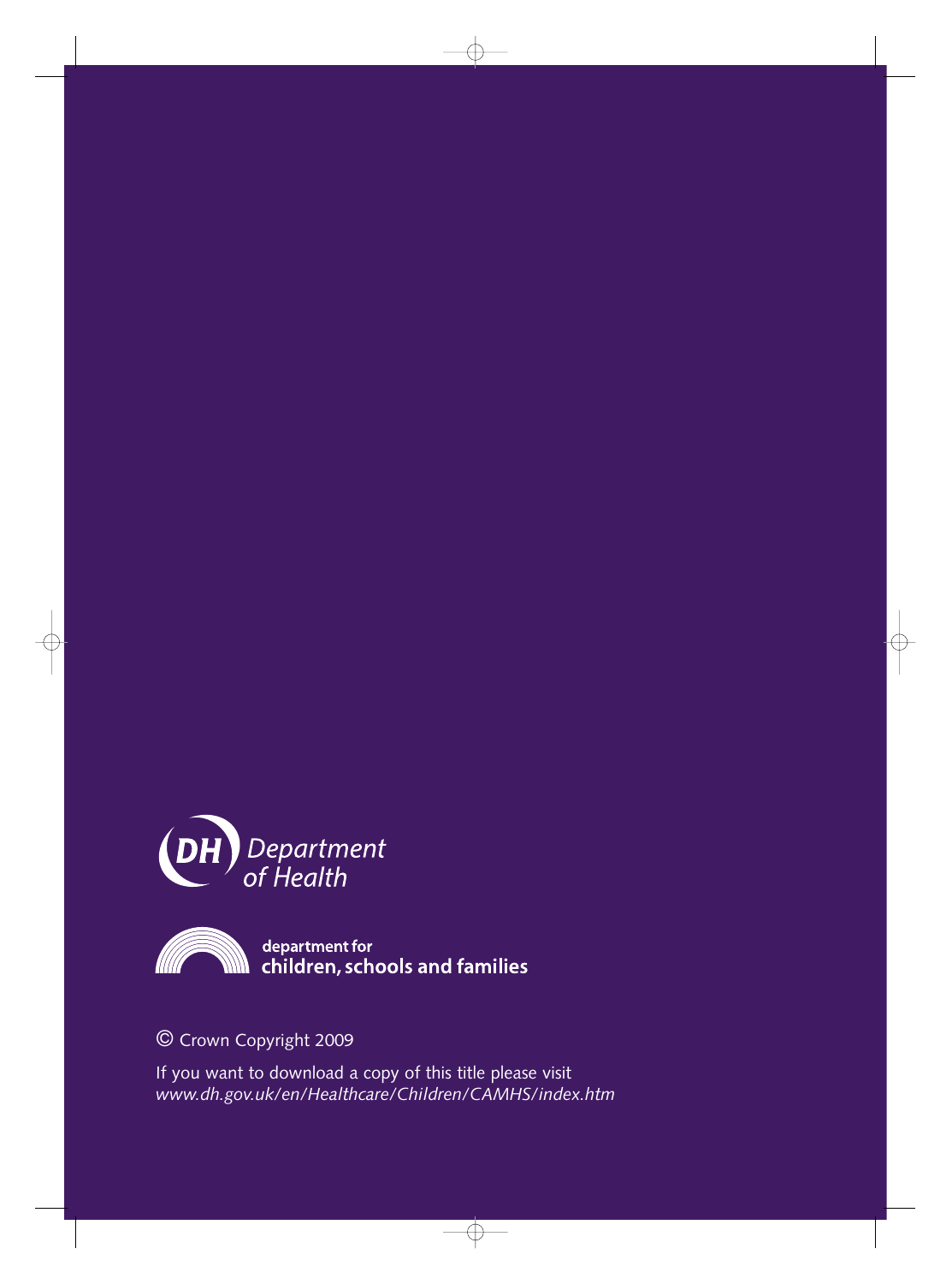Department of Health

department for children, schools and families

© Crown Copyright 2009

If you want to download a copy of this title please visit *www.dh.gov.uk/en/Healthcare/Children/CAMHS/index.htm*